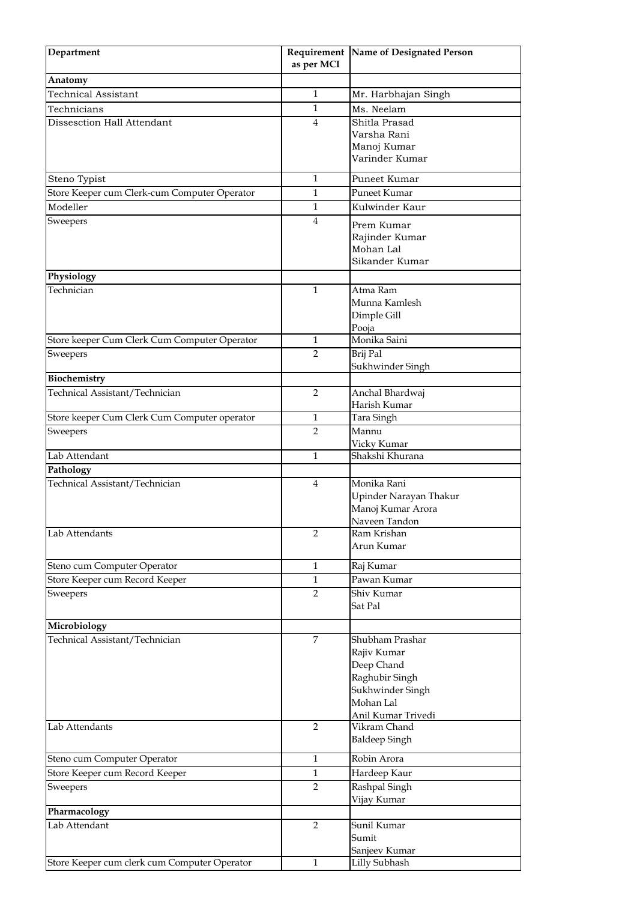| Department | Requirement as per MCI | Name of Designated Person |
|---|---|---|
| **Anatomy** | | |
| Technical Assistant | 1 | Mr. Harbhajan Singh |
| Technicians | 1 | Ms. Neelam |
| Dissesction Hall Attendant | 4 | Shitla Prasad<br>Varsha Rani<br>Manoj Kumar<br>Varinder Kumar |
| Steno Typist | 1 | Puneet Kumar |
| Store Keeper cum Clerk-cum Computer Operator | 1 | Puneet Kumar |
| Modeller | 1 | Kulwinder Kaur |
| Sweepers | 4 | Prem Kumar<br>Rajinder Kumar<br>Mohan Lal<br>Sikander Kumar |
| **Physiology** | | |
| Technician | 1 | Atma Ram<br>Munna Kamlesh<br>Dimple Gill<br>Pooja |
| Store keeper Cum Clerk Cum Computer Operator | 1 | Monika Saini |
| Sweepers | 2 | Brij Pal<br>Sukhwinder Singh |
| **Biochemistry** | | |
| Technical Assistant/Technician | 2 | Anchal Bhardwaj<br>Harish Kumar |
| Store keeper Cum Clerk Cum Computer operator | 1 | Tara Singh |
| Sweepers | 2 | Mannu<br>Vicky Kumar |
| Lab Attendant | 1 | Shakshi Khurana |
| **Pathology** | | |
| Technical Assistant/Technician | 4 | Monika Rani<br>Upinder Narayan Thakur<br>Manoj Kumar Arora<br>Naveen Tandon |
| Lab Attendants | 2 | Ram Krishan<br>Arun Kumar |
| Steno cum Computer Operator | 1 | Raj Kumar |
| Store Keeper cum Record Keeper | 1 | Pawan Kumar |
| Sweepers | 2 | Shiv Kumar<br>Sat Pal |
| **Microbiology** | | |
| Technical Assistant/Technician | 7 | Shubham Prashar<br>Rajiv Kumar<br>Deep Chand<br>Raghubir Singh<br>Sukhwinder Singh<br>Mohan Lal<br>Anil Kumar Trivedi |
| Lab Attendants | 2 | Vikram Chand<br>Baldeep Singh |
| Steno cum Computer Operator | 1 | Robin Arora |
| Store Keeper cum Record Keeper | 1 | Hardeep Kaur |
| Sweepers | 2 | Rashpal Singh<br>Vijay Kumar |
| **Pharmacology** | | |
| Lab Attendant | 2 | Sunil Kumar<br>Sumit<br>Sanjeev Kumar |
| Store Keeper cum clerk cum Computer Operator | 1 | Lilly Subhash |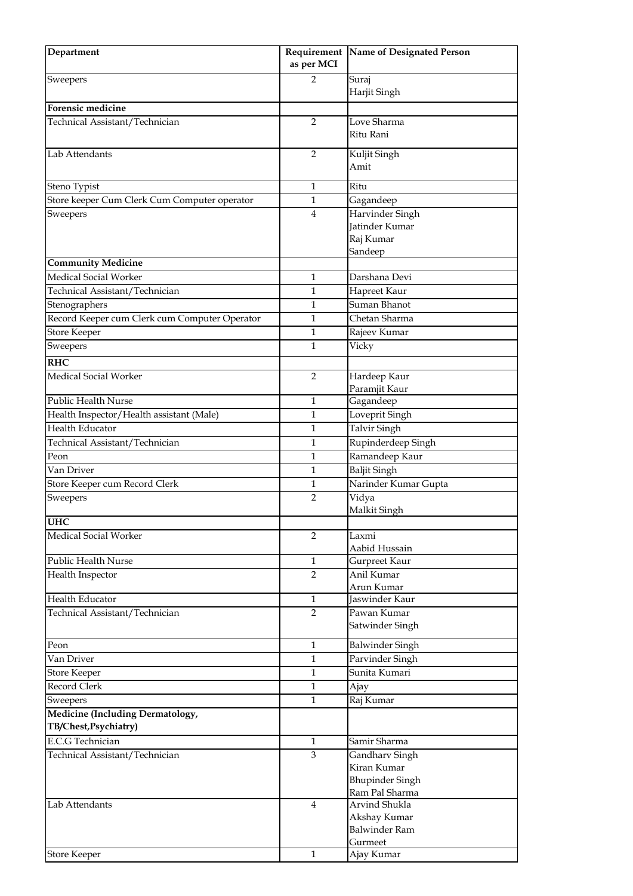| Department | Requirement as per MCI | Name of Designated Person |
|---|---|---|
| Sweepers | 2 | Suraj<br>Harjit Singh |
| **Forensic medicine** | | |
| Technical Assistant/Technician | 2 | Love Sharma<br>Ritu Rani |
| Lab Attendants | 2 | Kuljit Singh<br>Amit |
| Steno Typist | 1 | Ritu |
| Store keeper Cum Clerk Cum Computer operator | 1 | Gagandeep |
| Sweepers | 4 | Harvinder Singh<br>Jatinder Kumar<br>Raj Kumar<br>Sandeep |
| **Community Medicine** | | |
| Medical Social Worker | 1 | Darshana Devi |
| Technical Assistant/Technician | 1 | Hapreet Kaur |
| Stenographers | 1 | Suman Bhanot |
| Record Keeper cum Clerk cum Computer Operator | 1 | Chetan Sharma |
| Store Keeper | 1 | Rajeev Kumar |
| Sweepers | 1 | Vicky |
| **RHC** | | |
| Medical Social Worker | 2 | Hardeep Kaur<br>Paramjit Kaur |
| Public Health Nurse | 1 | Gagandeep |
| Health Inspector/Health assistant (Male) | 1 | Loveprit Singh |
| Health Educator | 1 | Talvir Singh |
| Technical Assistant/Technician | 1 | Rupinderdeep Singh |
| Peon | 1 | Ramandeep Kaur |
| Van Driver | 1 | Baljit Singh |
| Store Keeper cum Record Clerk | 1 | Narinder Kumar Gupta |
| Sweepers | 2 | Vidya<br>Malkit Singh |
| **UHC** | | |
| Medical Social Worker | 2 | Laxmi<br>Aabid Hussain |
| Public Health Nurse | 1 | Gurpreet Kaur |
| Health Inspector | 2 | Anil Kumar<br>Arun Kumar |
| Health Educator | 1 | Jaswinder Kaur |
| Technical Assistant/Technician | 2 | Pawan Kumar<br>Satwinder Singh |
| Peon | 1 | Balwinder Singh |
| Van Driver | 1 | Parvinder Singh |
| Store Keeper | 1 | Sunita Kumari |
| Record Clerk | 1 | Ajay |
| Sweepers | 1 | Raj Kumar |
| **Medicine (Including Dermatology, TB/Chest,Psychiatry)** | | |
| E.C.G Technician | 1 | Samir Sharma |
| Technical Assistant/Technician | 3 | Gandharv Singh<br>Kiran Kumar<br>Bhupinder Singh<br>Ram Pal Sharma |
| Lab Attendants | 4 | Arvind Shukla<br>Akshay Kumar<br>Balwinder Ram<br>Gurmeet |
| Store Keeper | 1 | Ajay Kumar |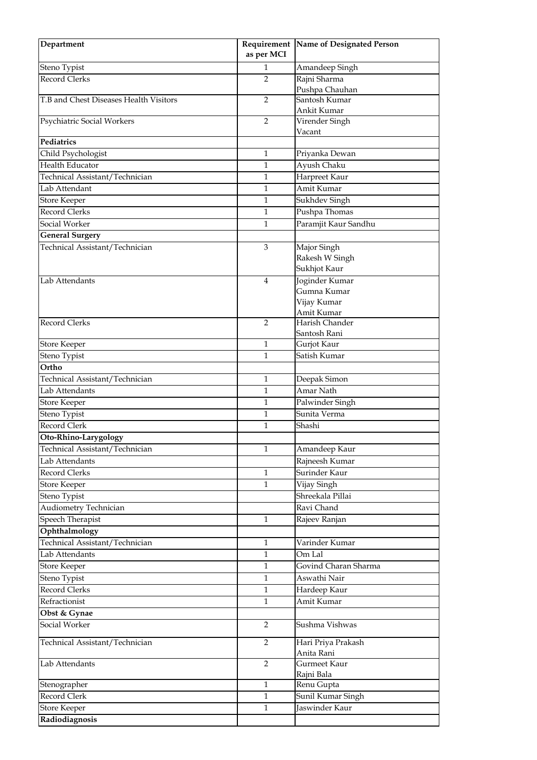| Department | Requirement as per MCI | Name of Designated Person |
|---|---|---|
| Steno Typist | 1 | Amandeep Singh |
| Record Clerks | 2 | Rajni Sharma<br>Pushpa Chauhan |
| T.B and Chest Diseases Health Visitors | 2 | Santosh Kumar<br>Ankit Kumar |
| Psychiatric Social Workers | 2 | Virender Singh<br>Vacant |
| **Pediatrics** | | |
| Child Psychologist | 1 | Priyanka Dewan |
| Health Educator | 1 | Ayush Chaku |
| Technical Assistant/Technician | 1 | Harpreet Kaur |
| Lab Attendant | 1 | Amit Kumar |
| Store Keeper | 1 | Sukhdev Singh |
| Record Clerks | 1 | Pushpa Thomas |
| Social Worker | 1 | Paramjit Kaur Sandhu |
| **General Surgery** | | |
| Technical Assistant/Technician | 3 | Major Singh<br>Rakesh W Singh<br>Sukhjot Kaur |
| Lab Attendants | 4 | Joginder Kumar<br>Gumna Kumar<br>Vijay Kumar<br>Amit Kumar |
| Record Clerks | 2 | Harish Chander<br>Santosh Rani |
| Store Keeper | 1 | Gurjot Kaur |
| Steno Typist | 1 | Satish Kumar |
| **Ortho** | | |
| Technical Assistant/Technician | 1 | Deepak Simon |
| Lab Attendants | 1 | Amar Nath |
| Store Keeper | 1 | Palwinder Singh |
| Steno Typist | 1 | Sunita Verma |
| Record Clerk | 1 | Shashi |
| **Oto-Rhino-Larygology** | | |
| Technical Assistant/Technician | 1 | Amandeep Kaur |
| Lab Attendants | | Rajneesh Kumar |
| Record Clerks | 1 | Surinder Kaur |
| Store Keeper | 1 | Vijay Singh |
| Steno Typist | | Shreekala Pillai |
| Audiometry Technician | | Ravi Chand |
| Speech Therapist | 1 | Rajeev Ranjan |
| **Ophthalmology** | | |
| Technical Assistant/Technician | 1 | Varinder Kumar |
| Lab Attendants | 1 | Om Lal |
| Store Keeper | 1 | Govind Charan Sharma |
| Steno Typist | 1 | Aswathi Nair |
| Record Clerks | 1 | Hardeep Kaur |
| Refractionist | 1 | Amit Kumar |
| **Obst & Gynae** | | |
| Social Worker | 2 | Sushma Vishwas |
| Technical Assistant/Technician | 2 | Hari Priya Prakash<br>Anita Rani |
| Lab Attendants | 2 | Gurmeet Kaur<br>Rajni Bala |
| Stenographer | 1 | Renu Gupta |
| Record Clerk | 1 | Sunil Kumar Singh |
| Store Keeper | 1 | Jaswinder Kaur |
| **Radiodiagnosis** | | |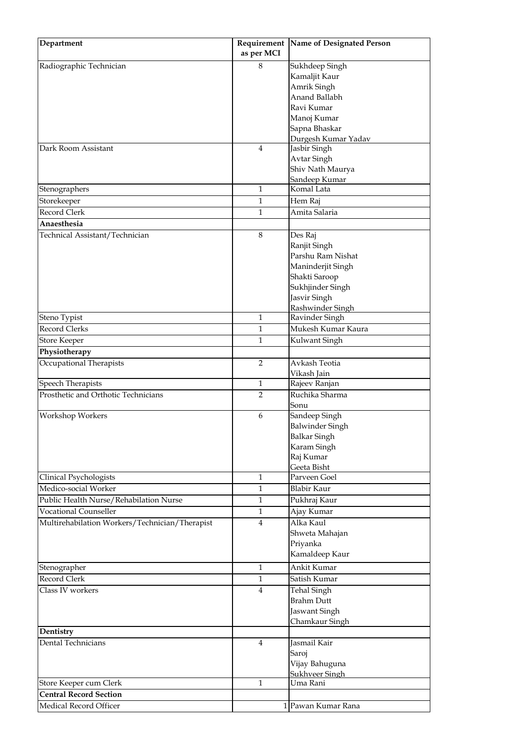| Department | Requirement as per MCI | Name of Designated Person |
|---|---|---|
| Radiographic Technician | 8 | Sukhdeep Singh<br>Kamaljit Kaur<br>Amrik Singh<br>Anand Ballabh<br>Ravi Kumar<br>Manoj Kumar<br>Sapna Bhaskar<br>Durgesh Kumar Yadav |
| Dark Room Assistant | 4 | Jasbir Singh<br>Avtar Singh<br>Shiv Nath Maurya<br>Sandeep Kumar |
| Stenographers | 1 | Komal Lata |
| Storekeeper | 1 | Hem Raj |
| Record Clerk | 1 | Amita Salaria |
| **Anaesthesia** | | |
| Technical Assistant/Technician | 8 | Des Raj<br>Ranjit Singh<br>Parshu Ram Nishat<br>Maninderjit Singh<br>Shakti Saroop<br>Sukhjinder Singh<br>Jasvir Singh<br>Rashwinder Singh |
| Steno Typist | 1 | Ravinder Singh |
| Record Clerks | 1 | Mukesh Kumar Kaura |
| Store Keeper | 1 | Kulwant Singh |
| **Physiotherapy** | | |
| Occupational Therapists | 2 | Avkash Teotia<br>Vikash Jain |
| Speech Therapists | 1 | Rajeev Ranjan |
| Prosthetic and Orthotic Technicians | 2 | Ruchika Sharma<br>Sonu |
| Workshop Workers | 6 | Sandeep Singh<br>Balwinder Singh<br>Balkar Singh<br>Karam Singh<br>Raj Kumar<br>Geeta Bisht |
| Clinical Psychologists | 1 | Parveen Goel |
| Medico-social Worker | 1 | Blabir Kaur |
| Public Health Nurse/Rehabilation Nurse | 1 | Pukhraj Kaur |
| Vocational Counseller | 1 | Ajay Kumar |
| Multirehabilation Workers/Technician/Therapist | 4 | Alka Kaul<br>Shweta Mahajan<br>Priyanka<br>Kamaldeep Kaur |
| Stenographer | 1 | Ankit Kumar |
| Record Clerk | 1 | Satish Kumar |
| Class IV workers | 4 | Tehal Singh<br>Brahm Dutt<br>Jaswant Singh<br>Chamkaur Singh |
| **Dentistry** | | |
| Dental Technicians | 4 | Jasmail Kair<br>Saroj<br>Vijay Bahuguna<br>Sukhveer Singh |
| Store Keeper cum Clerk | 1 | Uma Rani |
| **Central Record Section** | | |
| Medical Record Officer | 1 | Pawan Kumar Rana |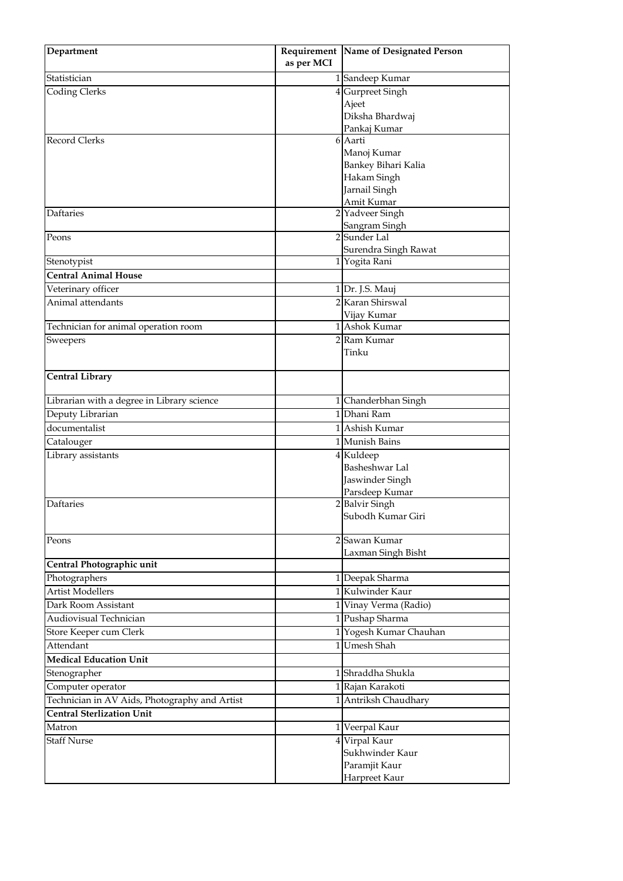| Department | Requirement as per MCI | Name of Designated Person |
|---|---|---|
| Statistician | 1 | Sandeep Kumar |
| Coding Clerks | 4 | Gurpreet Singh<br>Ajeet<br>Diksha Bhardwaj<br>Pankaj Kumar |
| Record Clerks | 6 | Aarti<br>Manoj Kumar<br>Bankey Bihari Kalia<br>Hakam Singh<br>Jarnail Singh<br>Amit Kumar |
| Daftaries | 2 | Yadveer Singh<br>Sangram Singh |
| Peons | 2 | Sunder Lal<br>Surendra Singh Rawat |
| Stenotypist | 1 | Yogita Rani |
| **Central Animal House** | | |
| Veterinary officer | 1 | Dr. J.S. Mauj |
| Animal attendants | 2 | Karan Shirswal<br>Vijay Kumar |
| Technician for animal operation room | 1 | Ashok Kumar |
| Sweepers | 2 | Ram Kumar<br>Tinku |
| **Central Library** | | |
| Librarian with a degree in Library science | 1 | Chanderbhan Singh |
| Deputy Librarian | 1 | Dhani Ram |
| documentalist | 1 | Ashish Kumar |
| Catalouger | 1 | Munish Bains |
| Library assistants | 4 | Kuldeep<br>Basheshwar Lal<br>Jaswinder Singh<br>Parsdeep Kumar |
| Daftaries | 2 | Balvir Singh<br>Subodh Kumar Giri |
| Peons | 2 | Sawan Kumar<br>Laxman Singh Bisht |
| **Central Photographic unit** | | |
| Photographers | 1 | Deepak Sharma |
| Artist Modellers | 1 | Kulwinder Kaur |
| Dark Room Assistant | 1 | Vinay Verma (Radio) |
| Audiovisual Technician | 1 | Pushap Sharma |
| Store Keeper cum Clerk | 1 | Yogesh Kumar Chauhan |
| Attendant | 1 | Umesh Shah |
| **Medical Education Unit** | | |
| Stenographer | 1 | Shraddha Shukla |
| Computer operator | 1 | Rajan Karakoti |
| Technician in AV Aids, Photography and Artist | 1 | Antriksh Chaudhary |
| **Central Sterlization Unit** | | |
| Matron | 1 | Veerpal Kaur |
| Staff Nurse | 4 | Virpal Kaur<br>Sukhwinder Kaur<br>Paramjit Kaur<br>Harpreet Kaur |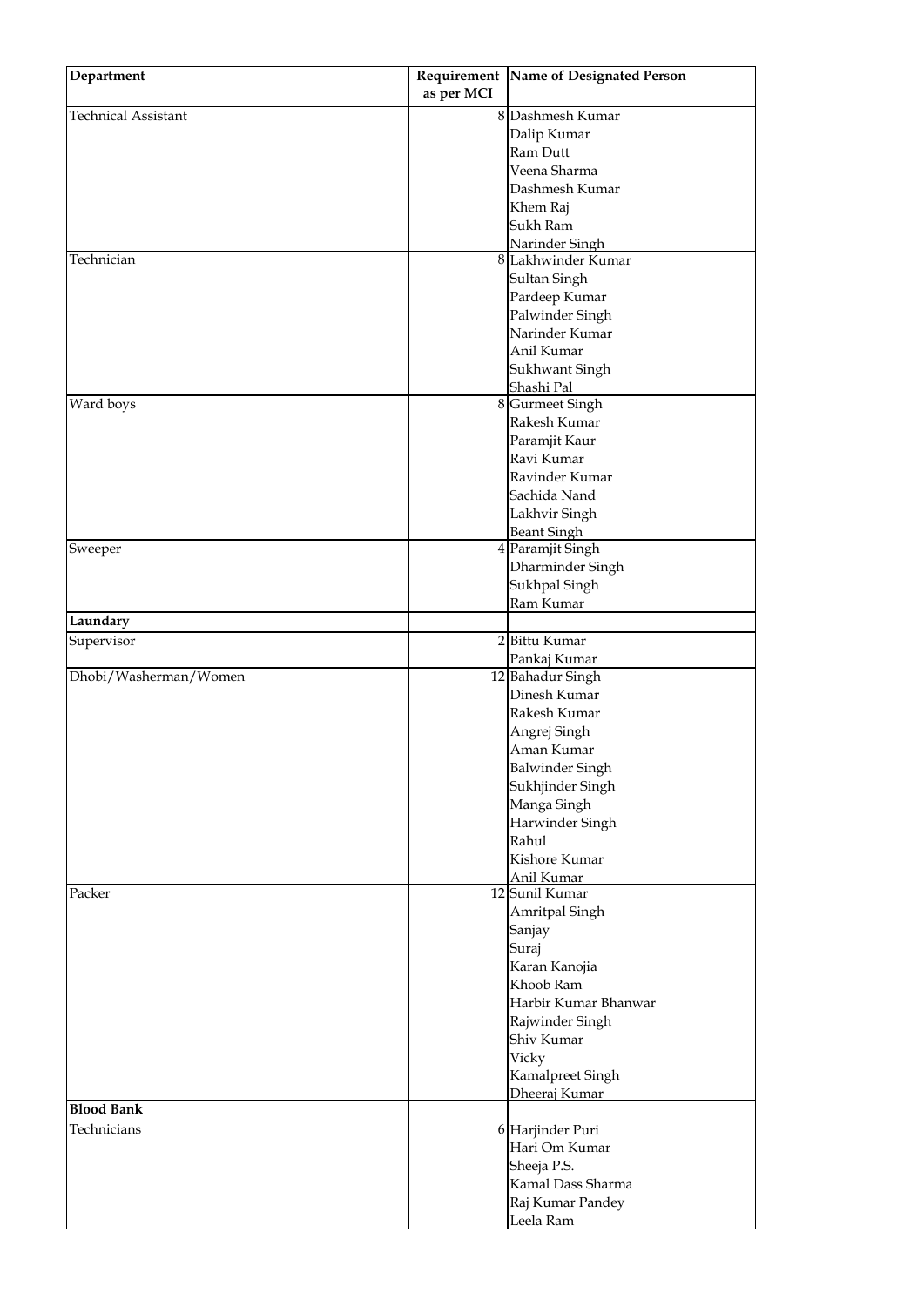| Department | Requirement as per MCI | Name of Designated Person |
|---|---|---|
| Technical Assistant | 8 | Dashmesh Kumar |
| | | Dalip Kumar |
| | | Ram Dutt |
| | | Veena Sharma |
| | | Dashmesh Kumar |
| | | Khem Raj |
| | | Sukh Ram |
| | | Narinder Singh |
| Technician | 8 | Lakhwinder Kumar |
| | | Sultan Singh |
| | | Pardeep Kumar |
| | | Palwinder Singh |
| | | Narinder Kumar |
| | | Anil Kumar |
| | | Sukhwant Singh |
| | | Shashi Pal |
| Ward boys | 8 | Gurmeet Singh |
| | | Rakesh Kumar |
| | | Paramjit Kaur |
| | | Ravi Kumar |
| | | Ravinder Kumar |
| | | Sachida Nand |
| | | Lakhvir Singh |
| | | Beant Singh |
| Sweeper | 4 | Paramjit Singh |
| | | Dharminder Singh |
| | | Sukhpal Singh |
| | | Ram Kumar |
| **Laundary** | | |
| Supervisor | 2 | Bittu Kumar |
| | | Pankaj Kumar |
| Dhobi/Washerman/Women | 12 | Bahadur Singh |
| | | Dinesh Kumar |
| | | Rakesh Kumar |
| | | Angrej Singh |
| | | Aman Kumar |
| | | Balwinder Singh |
| | | Sukhjinder Singh |
| | | Manga Singh |
| | | Harwinder Singh |
| | | Rahul |
| | | Kishore Kumar |
| | | Anil Kumar |
| Packer | 12 | Sunil Kumar |
| | | Amritpal Singh |
| | | Sanjay |
| | | Suraj |
| | | Karan Kanojia |
| | | Khoob Ram |
| | | Harbir Kumar Bhanwar |
| | | Rajwinder Singh |
| | | Shiv Kumar |
| | | Vicky |
| | | Kamalpreet Singh |
| | | Dheeraj Kumar |
| **Blood Bank** | | |
| Technicians | 6 | Harjinder Puri |
| | | Hari Om Kumar |
| | | Sheeja P.S. |
| | | Kamal Dass Sharma |
| | | Raj Kumar Pandey |
| | | Leela Ram |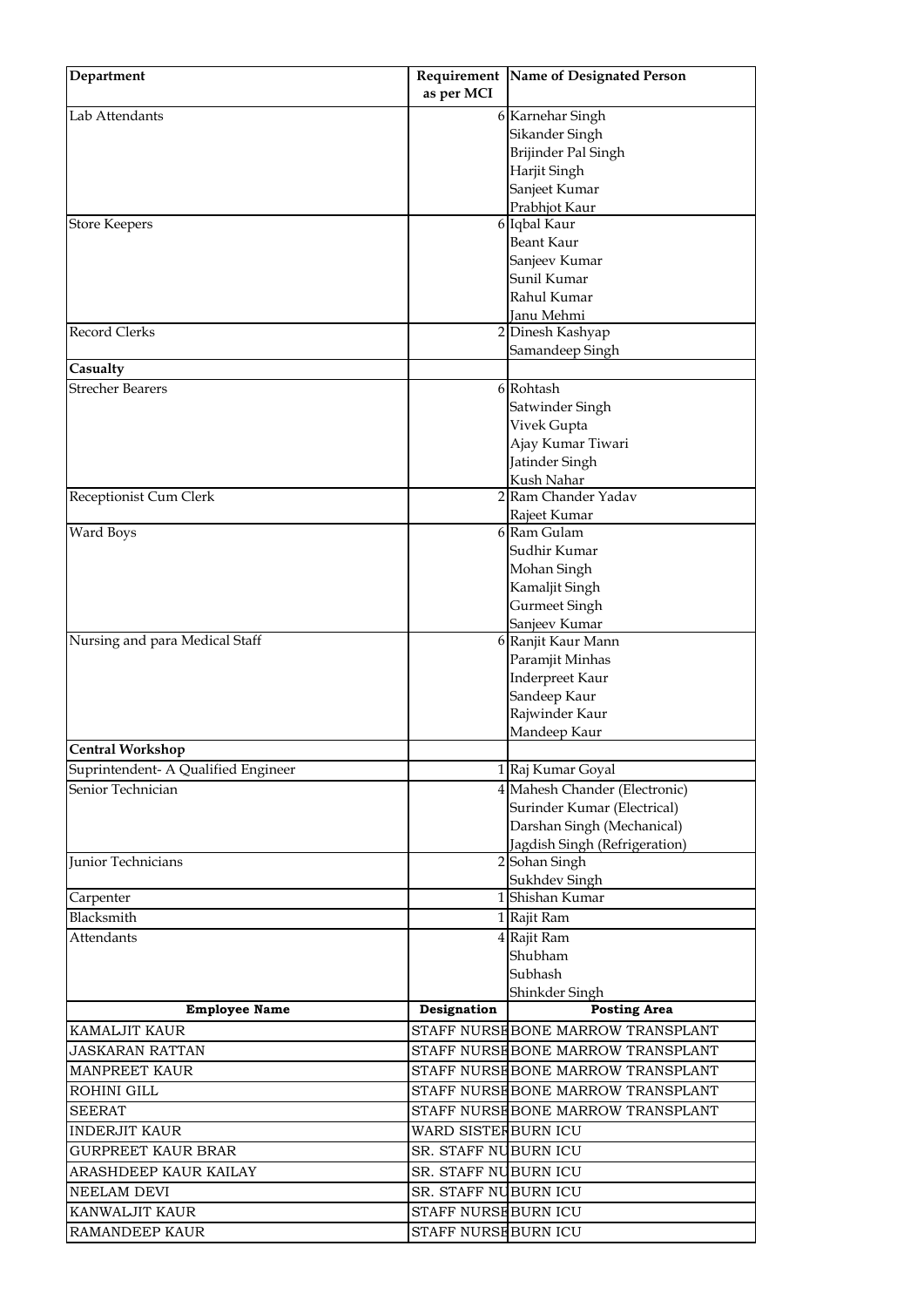| Department | Requirement as per MCI | Name of Designated Person |
|---|---|---|
| Lab Attendants | 6 | Karnehar Singh |
| | | Sikander Singh |
| | | Brijinder Pal Singh |
| | | Harjit Singh |
| | | Sanjeet Kumar |
| | | Prabhjot Kaur |
| Store Keepers | 6 | Iqbal Kaur |
| | | Beant Kaur |
| | | Sanjeev Kumar |
| | | Sunil Kumar |
| | | Rahul Kumar |
| | | Janu Mehmi |
| Record Clerks | 2 | Dinesh Kashyap |
| | | Samandeep Singh |
| **Casualty** | | |
| Strecher Bearers | 6 | Rohtash |
| | | Satwinder Singh |
| | | Vivek Gupta |
| | | Ajay Kumar Tiwari |
| | | Jatinder Singh |
| | | Kush Nahar |
| Receptionist Cum Clerk | 2 | Ram Chander Yadav |
| | | Rajeet Kumar |
| Ward Boys | 6 | Ram Gulam |
| | | Sudhir Kumar |
| | | Mohan Singh |
| | | Kamaljit Singh |
| | | Gurmeet Singh |
| | | Sanjeev Kumar |
| Nursing and para Medical Staff | 6 | Ranjit Kaur Mann |
| | | Paramjit Minhas |
| | | Inderpreet Kaur |
| | | Sandeep Kaur |
| | | Rajwinder Kaur |
| | | Mandeep Kaur |
| **Central Workshop** | | |
| Suprintendent- A Qualified Engineer | 1 | Raj Kumar Goyal |
| Senior Technician | 4 | Mahesh Chander (Electronic) |
| | | Surinder Kumar (Electrical) |
| | | Darshan Singh (Mechanical) |
| | | Jagdish Singh (Refrigeration) |
| Junior Technicians | 2 | Sohan Singh |
| | | Sukhdev Singh |
| Carpenter | 1 | Shishan Kumar |
| Blacksmith | 1 | Rajit Ram |
| Attendants | 4 | Rajit Ram |
| | | Shubham |
| | | Subhash |
| | | Shinkder Singh |

| Employee Name | Designation | Posting Area |
|---|---|---|
| KAMALJIT KAUR | STAFF NURSE | BONE MARROW TRANSPLANT |
| JASKARAN RATTAN | STAFF NURSE | BONE MARROW TRANSPLANT |
| MANPREET KAUR | STAFF NURSE | BONE MARROW TRANSPLANT |
| ROHINI GILL | STAFF NURSE | BONE MARROW TRANSPLANT |
| SEERAT | STAFF NURSE | BONE MARROW TRANSPLANT |
| INDERJIT KAUR | WARD SISTER | BURN ICU |
| GURPREET KAUR BRAR | SR. STAFF NU | BURN ICU |
| ARASHDEEP KAUR KAILAY | SR. STAFF NU | BURN ICU |
| NEELAM DEVI | SR. STAFF NU | BURN ICU |
| KANWALJIT KAUR | STAFF NURSE | BURN ICU |
| RAMANDEEP KAUR | STAFF NURSE | BURN ICU |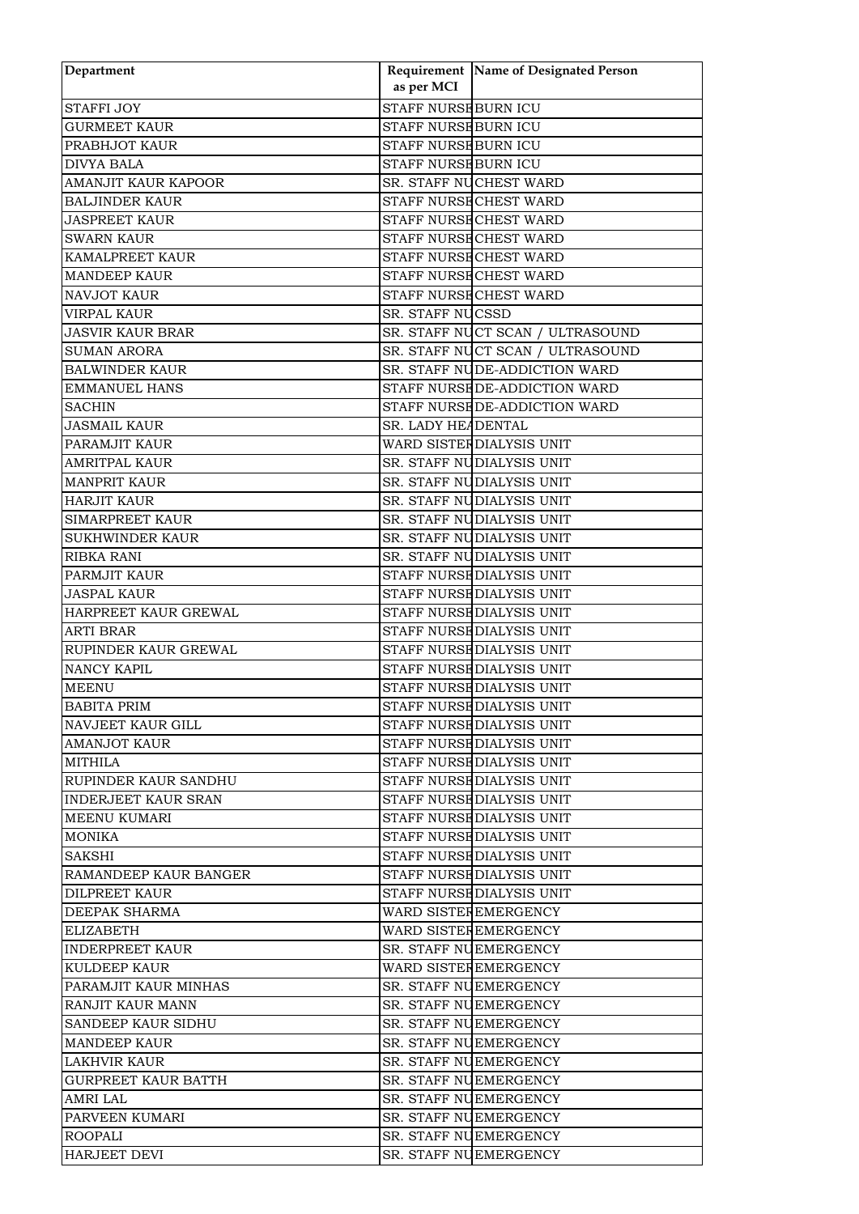| Department | Requirement as per MCI | Name of Designated Person |
|---|---|---|
| STAFFI JOY | STAFF NURSE | BURN ICU |
| GURMEET KAUR | STAFF NURSE | BURN ICU |
| PRABHJOT KAUR | STAFF NURSE | BURN ICU |
| DIVYA BALA | STAFF NURSE | BURN ICU |
| AMANJIT KAUR KAPOOR | SR. STAFF NU | CHEST WARD |
| BALJINDER KAUR | STAFF NURSE | CHEST WARD |
| JASPREET KAUR | STAFF NURSE | CHEST WARD |
| SWARN KAUR | STAFF NURSE | CHEST WARD |
| KAMALPREET KAUR | STAFF NURSE | CHEST WARD |
| MANDEEP KAUR | STAFF NURSE | CHEST WARD |
| NAVJOT KAUR | STAFF NURSE | CHEST WARD |
| VIRPAL KAUR | SR. STAFF NU | CSSD |
| JASVIR KAUR BRAR | SR. STAFF NU | CT SCAN / ULTRASOUND |
| SUMAN ARORA | SR. STAFF NU | CT SCAN / ULTRASOUND |
| BALWINDER KAUR | SR. STAFF NU | DE-ADDICTION WARD |
| EMMANUEL HANS | STAFF NURSE | DE-ADDICTION WARD |
| SACHIN | STAFF NURSE | DE-ADDICTION WARD |
| JASMAIL KAUR | SR. LADY HEA | DENTAL |
| PARAMJIT KAUR | WARD SISTER | DIALYSIS UNIT |
| AMRITPAL KAUR | SR. STAFF NU | DIALYSIS UNIT |
| MANPRIT KAUR | SR. STAFF NU | DIALYSIS UNIT |
| HARJIT KAUR | SR. STAFF NU | DIALYSIS UNIT |
| SIMARPREET KAUR | SR. STAFF NU | DIALYSIS UNIT |
| SUKHWINDER KAUR | SR. STAFF NU | DIALYSIS UNIT |
| RIBKA RANI | SR. STAFF NU | DIALYSIS UNIT |
| PARMJIT KAUR | STAFF NURSE | DIALYSIS UNIT |
| JASPAL KAUR | STAFF NURSE | DIALYSIS UNIT |
| HARPREET KAUR GREWAL | STAFF NURSE | DIALYSIS UNIT |
| ARTI BRAR | STAFF NURSE | DIALYSIS UNIT |
| RUPINDER KAUR GREWAL | STAFF NURSE | DIALYSIS UNIT |
| NANCY KAPIL | STAFF NURSE | DIALYSIS UNIT |
| MEENU | STAFF NURSE | DIALYSIS UNIT |
| BABITA PRIM | STAFF NURSE | DIALYSIS UNIT |
| NAVJEET KAUR GILL | STAFF NURSE | DIALYSIS UNIT |
| AMANJOT KAUR | STAFF NURSE | DIALYSIS UNIT |
| MITHILA | STAFF NURSE | DIALYSIS UNIT |
| RUPINDER KAUR SANDHU | STAFF NURSE | DIALYSIS UNIT |
| INDERJEET KAUR SRAN | STAFF NURSE | DIALYSIS UNIT |
| MEENU KUMARI | STAFF NURSE | DIALYSIS UNIT |
| MONIKA | STAFF NURSE | DIALYSIS UNIT |
| SAKSHI | STAFF NURSE | DIALYSIS UNIT |
| RAMANDEEP KAUR BANGER | STAFF NURSE | DIALYSIS UNIT |
| DILPREET KAUR | STAFF NURSE | DIALYSIS UNIT |
| DEEPAK SHARMA | WARD SISTER | EMERGENCY |
| ELIZABETH | WARD SISTER | EMERGENCY |
| INDERPREET KAUR | SR. STAFF NU | EMERGENCY |
| KULDEEP KAUR | WARD SISTER | EMERGENCY |
| PARAMJIT KAUR MINHAS | SR. STAFF NU | EMERGENCY |
| RANJIT KAUR MANN | SR. STAFF NU | EMERGENCY |
| SANDEEP KAUR SIDHU | SR. STAFF NU | EMERGENCY |
| MANDEEP KAUR | SR. STAFF NU | EMERGENCY |
| LAKHVIR KAUR | SR. STAFF NU | EMERGENCY |
| GURPREET KAUR BATTH | SR. STAFF NU | EMERGENCY |
| AMRI LAL | SR. STAFF NU | EMERGENCY |
| PARVEEN KUMARI | SR. STAFF NU | EMERGENCY |
| ROOPALI | SR. STAFF NU | EMERGENCY |
| HARJEET DEVI | SR. STAFF NU | EMERGENCY |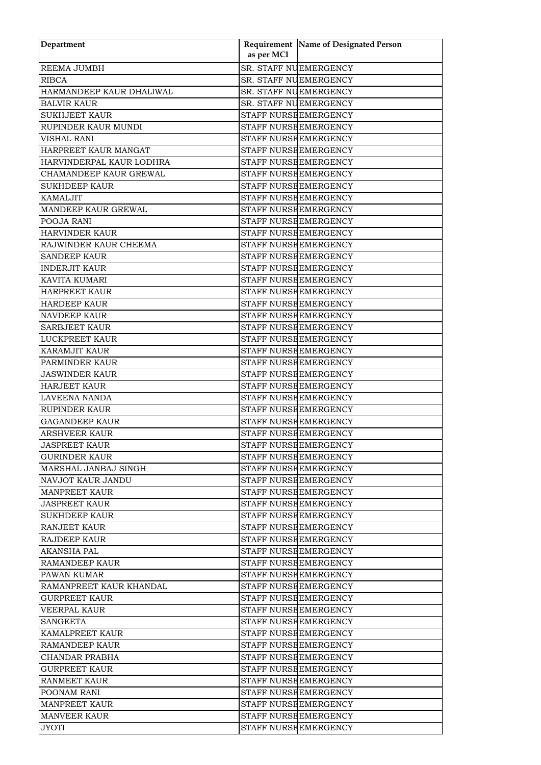| Department | Requirement as per MCI | Name of Designated Person |
|---|---|---|
| REEMA JUMBH | SR. STAFF NU | EMERGENCY |
| RIBCA | SR. STAFF NU | EMERGENCY |
| HARMANDEEP KAUR DHALIWAL | SR. STAFF NU | EMERGENCY |
| BALVIR KAUR | SR. STAFF NU | EMERGENCY |
| SUKHJEET KAUR | STAFF NURSE | EMERGENCY |
| RUPINDER KAUR MUNDI | STAFF NURSE | EMERGENCY |
| VISHAL RANI | STAFF NURSE | EMERGENCY |
| HARPREET KAUR MANGAT | STAFF NURSE | EMERGENCY |
| HARVINDERPAL KAUR LODHRA | STAFF NURSE | EMERGENCY |
| CHAMANDEEP KAUR GREWAL | STAFF NURSE | EMERGENCY |
| SUKHDEEP KAUR | STAFF NURSE | EMERGENCY |
| KAMALJIT | STAFF NURSE | EMERGENCY |
| MANDEEP KAUR GREWAL | STAFF NURSE | EMERGENCY |
| POOJA RANI | STAFF NURSE | EMERGENCY |
| HARVINDER KAUR | STAFF NURSE | EMERGENCY |
| RAJWINDER KAUR CHEEMA | STAFF NURSE | EMERGENCY |
| SANDEEP KAUR | STAFF NURSE | EMERGENCY |
| INDERJIT KAUR | STAFF NURSE | EMERGENCY |
| KAVITA KUMARI | STAFF NURSE | EMERGENCY |
| HARPREET KAUR | STAFF NURSE | EMERGENCY |
| HARDEEP KAUR | STAFF NURSE | EMERGENCY |
| NAVDEEP KAUR | STAFF NURSE | EMERGENCY |
| SARBJEET KAUR | STAFF NURSE | EMERGENCY |
| LUCKPREET KAUR | STAFF NURSE | EMERGENCY |
| KARAMJIT KAUR | STAFF NURSE | EMERGENCY |
| PARMINDER KAUR | STAFF NURSE | EMERGENCY |
| JASWINDER KAUR | STAFF NURSE | EMERGENCY |
| HARJEET KAUR | STAFF NURSE | EMERGENCY |
| LAVEENA NANDA | STAFF NURSE | EMERGENCY |
| RUPINDER KAUR | STAFF NURSE | EMERGENCY |
| GAGANDEEP KAUR | STAFF NURSE | EMERGENCY |
| ARSHVEER KAUR | STAFF NURSE | EMERGENCY |
| JASPREET KAUR | STAFF NURSE | EMERGENCY |
| GURINDER KAUR | STAFF NURSE | EMERGENCY |
| MARSHAL JANBAJ SINGH | STAFF NURSE | EMERGENCY |
| NAVJOT KAUR JANDU | STAFF NURSE | EMERGENCY |
| MANPREET KAUR | STAFF NURSE | EMERGENCY |
| JASPREET KAUR | STAFF NURSE | EMERGENCY |
| SUKHDEEP KAUR | STAFF NURSE | EMERGENCY |
| RANJEET KAUR | STAFF NURSE | EMERGENCY |
| RAJDEEP KAUR | STAFF NURSE | EMERGENCY |
| AKANSHA PAL | STAFF NURSE | EMERGENCY |
| RAMANDEEP KAUR | STAFF NURSE | EMERGENCY |
| PAWAN KUMAR | STAFF NURSE | EMERGENCY |
| RAMANPREET KAUR KHANDAL | STAFF NURSE | EMERGENCY |
| GURPREET KAUR | STAFF NURSE | EMERGENCY |
| VEERPAL KAUR | STAFF NURSE | EMERGENCY |
| SANGEETA | STAFF NURSE | EMERGENCY |
| KAMALPREET KAUR | STAFF NURSE | EMERGENCY |
| RAMANDEEP KAUR | STAFF NURSE | EMERGENCY |
| CHANDAR PRABHA | STAFF NURSE | EMERGENCY |
| GURPREET KAUR | STAFF NURSE | EMERGENCY |
| RANMEET KAUR | STAFF NURSE | EMERGENCY |
| POONAM RANI | STAFF NURSE | EMERGENCY |
| MANPREET KAUR | STAFF NURSE | EMERGENCY |
| MANVEER KAUR | STAFF NURSE | EMERGENCY |
| JYOTI | STAFF NURSE | EMERGENCY |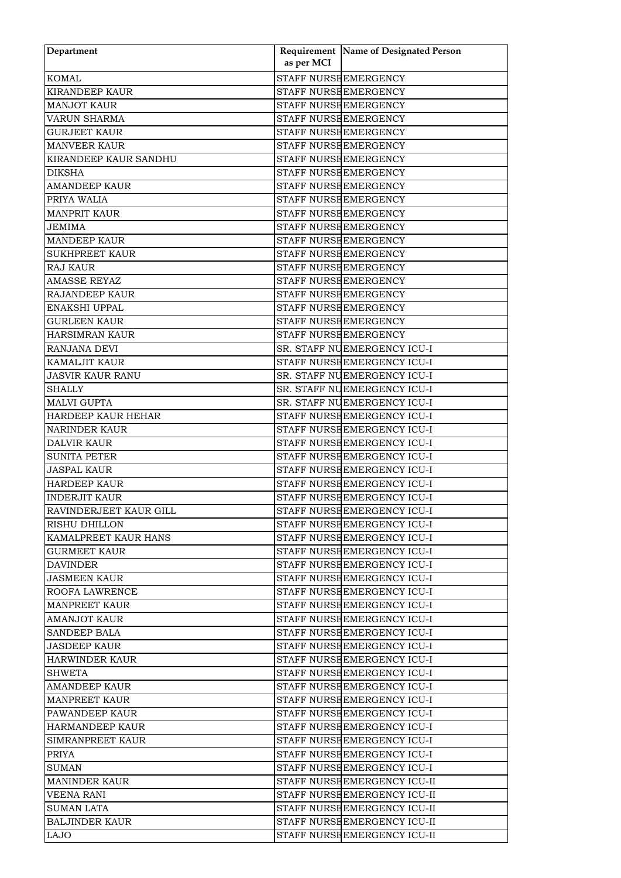| Department | Requirement as per MCI | Name of Designated Person |
|---|---|---|
| KOMAL | STAFF NURSE | EMERGENCY |
| KIRANDEEP KAUR | STAFF NURSE | EMERGENCY |
| MANJOT KAUR | STAFF NURSE | EMERGENCY |
| VARUN SHARMA | STAFF NURSE | EMERGENCY |
| GURJEET KAUR | STAFF NURSE | EMERGENCY |
| MANVEER KAUR | STAFF NURSE | EMERGENCY |
| KIRANDEEP KAUR SANDHU | STAFF NURSE | EMERGENCY |
| DIKSHA | STAFF NURSE | EMERGENCY |
| AMANDEEP KAUR | STAFF NURSE | EMERGENCY |
| PRIYA WALIA | STAFF NURSE | EMERGENCY |
| MANPRIT KAUR | STAFF NURSE | EMERGENCY |
| JEMIMA | STAFF NURSE | EMERGENCY |
| MANDEEP KAUR | STAFF NURSE | EMERGENCY |
| SUKHPREET KAUR | STAFF NURSE | EMERGENCY |
| RAJ KAUR | STAFF NURSE | EMERGENCY |
| AMASSE REYAZ | STAFF NURSE | EMERGENCY |
| RAJANDEEP KAUR | STAFF NURSE | EMERGENCY |
| ENAKSHI UPPAL | STAFF NURSE | EMERGENCY |
| GURLEEN KAUR | STAFF NURSE | EMERGENCY |
| HARSIMRAN KAUR | STAFF NURSE | EMERGENCY |
| RANJANA DEVI | SR. STAFF NU | EMERGENCY ICU-I |
| KAMALJIT KAUR | STAFF NURSE | EMERGENCY ICU-I |
| JASVIR KAUR RANU | SR. STAFF NU | EMERGENCY ICU-I |
| SHALLY | SR. STAFF NU | EMERGENCY ICU-I |
| MALVI GUPTA | SR. STAFF NU | EMERGENCY ICU-I |
| HARDEEP KAUR HEHAR | STAFF NURSE | EMERGENCY ICU-I |
| NARINDER KAUR | STAFF NURSE | EMERGENCY ICU-I |
| DALVIR KAUR | STAFF NURSE | EMERGENCY ICU-I |
| SUNITA PETER | STAFF NURSE | EMERGENCY ICU-I |
| JASPAL KAUR | STAFF NURSE | EMERGENCY ICU-I |
| HARDEEP KAUR | STAFF NURSE | EMERGENCY ICU-I |
| INDERJIT KAUR | STAFF NURSE | EMERGENCY ICU-I |
| RAVINDERJEET KAUR GILL | STAFF NURSE | EMERGENCY ICU-I |
| RISHU DHILLON | STAFF NURSE | EMERGENCY ICU-I |
| KAMALPREET KAUR HANS | STAFF NURSE | EMERGENCY ICU-I |
| GURMEET KAUR | STAFF NURSE | EMERGENCY ICU-I |
| DAVINDER | STAFF NURSE | EMERGENCY ICU-I |
| JASMEEN KAUR | STAFF NURSE | EMERGENCY ICU-I |
| ROOFA LAWRENCE | STAFF NURSE | EMERGENCY ICU-I |
| MANPREET KAUR | STAFF NURSE | EMERGENCY ICU-I |
| AMANJOT KAUR | STAFF NURSE | EMERGENCY ICU-I |
| SANDEEP BALA | STAFF NURSE | EMERGENCY ICU-I |
| JASDEEP KAUR | STAFF NURSE | EMERGENCY ICU-I |
| HARWINDER KAUR | STAFF NURSE | EMERGENCY ICU-I |
| SHWETA | STAFF NURSE | EMERGENCY ICU-I |
| AMANDEEP KAUR | STAFF NURSE | EMERGENCY ICU-I |
| MANPREET KAUR | STAFF NURSE | EMERGENCY ICU-I |
| PAWANDEEP KAUR | STAFF NURSE | EMERGENCY ICU-I |
| HARMANDEEP KAUR | STAFF NURSE | EMERGENCY ICU-I |
| SIMRANPREET KAUR | STAFF NURSE | EMERGENCY ICU-I |
| PRIYA | STAFF NURSE | EMERGENCY ICU-I |
| SUMAN | STAFF NURSE | EMERGENCY ICU-I |
| MANINDER KAUR | STAFF NURSE | EMERGENCY ICU-II |
| VEENA RANI | STAFF NURSE | EMERGENCY ICU-II |
| SUMAN LATA | STAFF NURSE | EMERGENCY ICU-II |
| BALJINDER KAUR | STAFF NURSE | EMERGENCY ICU-II |
| LAJO | STAFF NURSE | EMERGENCY ICU-II |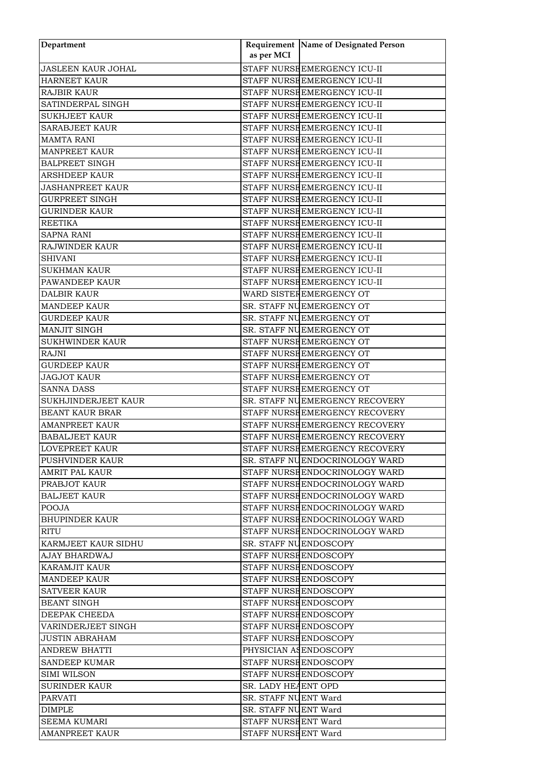| Department | Requirement as per MCI | Name of Designated Person |
|---|---|---|
| JASLEEN KAUR JOHAL | STAFF NURSE | EMERGENCY ICU-II |
| HARNEET KAUR | STAFF NURSE | EMERGENCY ICU-II |
| RAJBIR KAUR | STAFF NURSE | EMERGENCY ICU-II |
| SATINDERPAL SINGH | STAFF NURSE | EMERGENCY ICU-II |
| SUKHJEET KAUR | STAFF NURSE | EMERGENCY ICU-II |
| SARABJEET KAUR | STAFF NURSE | EMERGENCY ICU-II |
| MAMTA RANI | STAFF NURSE | EMERGENCY ICU-II |
| MANPREET KAUR | STAFF NURSE | EMERGENCY ICU-II |
| BALPREET SINGH | STAFF NURSE | EMERGENCY ICU-II |
| ARSHDEEP KAUR | STAFF NURSE | EMERGENCY ICU-II |
| JASHANPREET KAUR | STAFF NURSE | EMERGENCY ICU-II |
| GURPREET SINGH | STAFF NURSE | EMERGENCY ICU-II |
| GURINDER KAUR | STAFF NURSE | EMERGENCY ICU-II |
| REETIKA | STAFF NURSE | EMERGENCY ICU-II |
| SAPNA RANI | STAFF NURSE | EMERGENCY ICU-II |
| RAJWINDER KAUR | STAFF NURSE | EMERGENCY ICU-II |
| SHIVANI | STAFF NURSE | EMERGENCY ICU-II |
| SUKHMAN KAUR | STAFF NURSE | EMERGENCY ICU-II |
| PAWANDEEP KAUR | STAFF NURSE | EMERGENCY ICU-II |
| DALBIR KAUR | WARD SISTER | EMERGENCY OT |
| MANDEEP KAUR | SR. STAFF NU | EMERGENCY OT |
| GURDEEP KAUR | SR. STAFF NU | EMERGENCY OT |
| MANJIT SINGH | SR. STAFF NU | EMERGENCY OT |
| SUKHWINDER KAUR | STAFF NURSE | EMERGENCY OT |
| RAJNI | STAFF NURSE | EMERGENCY OT |
| GURDEEP KAUR | STAFF NURSE | EMERGENCY OT |
| JAGJOT KAUR | STAFF NURSE | EMERGENCY OT |
| SANNA DASS | STAFF NURSE | EMERGENCY OT |
| SUKHJINDERJEET KAUR | SR. STAFF NU | EMERGENCY RECOVERY |
| BEANT KAUR BRAR | STAFF NURSE | EMERGENCY RECOVERY |
| AMANPREET KAUR | STAFF NURSE | EMERGENCY RECOVERY |
| BABALJEET KAUR | STAFF NURSE | EMERGENCY RECOVERY |
| LOVEPREET KAUR | STAFF NURSE | EMERGENCY RECOVERY |
| PUSHVINDER KAUR | SR. STAFF NU | ENDOCRINOLOGY WARD |
| AMRIT PAL KAUR | STAFF NURSE | ENDOCRINOLOGY WARD |
| PRABJOT KAUR | STAFF NURSE | ENDOCRINOLOGY WARD |
| BALJEET KAUR | STAFF NURSE | ENDOCRINOLOGY WARD |
| POOJA | STAFF NURSE | ENDOCRINOLOGY WARD |
| BHUPINDER KAUR | STAFF NURSE | ENDOCRINOLOGY WARD |
| RITU | STAFF NURSE | ENDOCRINOLOGY WARD |
| KARMJEET KAUR SIDHU | SR. STAFF NU | ENDOSCOPY |
| AJAY BHARDWAJ | STAFF NURSE | ENDOSCOPY |
| KARAMJIT KAUR | STAFF NURSE | ENDOSCOPY |
| MANDEEP KAUR | STAFF NURSE | ENDOSCOPY |
| SATVEER KAUR | STAFF NURSE | ENDOSCOPY |
| BEANT SINGH | STAFF NURSE | ENDOSCOPY |
| DEEPAK CHEEDA | STAFF NURSE | ENDOSCOPY |
| VARINDERJEET SINGH | STAFF NURSE | ENDOSCOPY |
| JUSTIN ABRAHAM | STAFF NURSE | ENDOSCOPY |
| ANDREW BHATTI | PHYSICIAN AS | ENDOSCOPY |
| SANDEEP KUMAR | STAFF NURSE | ENDOSCOPY |
| SIMI WILSON | STAFF NURSE | ENDOSCOPY |
| SURINDER KAUR | SR. LADY HEA | ENT OPD |
| PARVATI | SR. STAFF NU | ENT Ward |
| DIMPLE | SR. STAFF NU | ENT Ward |
| SEEMA KUMARI | STAFF NURSE | ENT Ward |
| AMANPREET KAUR | STAFF NURSE | ENT Ward |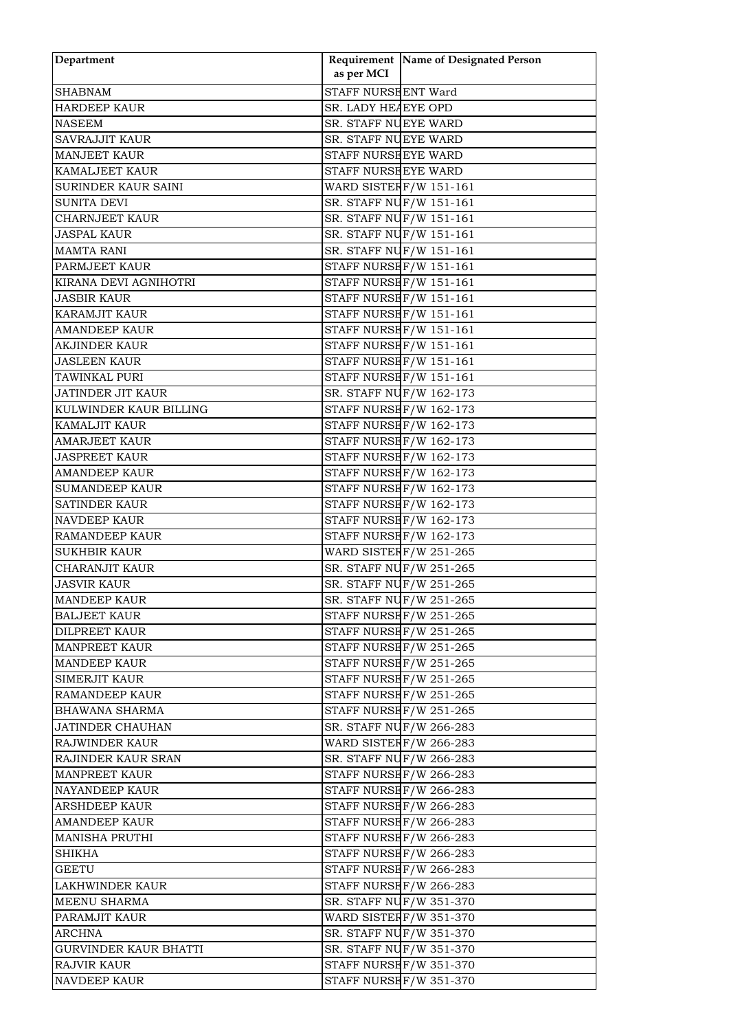| Department | Requirement as per MCI | Name of Designated Person |
|---|---|---|
| SHABNAM | STAFF NURSE | ENT Ward |
| HARDEEP KAUR | SR. LADY HEA | EYE OPD |
| NASEEM | SR. STAFF NU | EYE WARD |
| SAVRAJJIT KAUR | SR. STAFF NU | EYE WARD |
| MANJEET KAUR | STAFF NURSE | EYE WARD |
| KAMALJEET KAUR | STAFF NURSE | EYE WARD |
| SURINDER KAUR SAINI | WARD SISTER | F/W 151-161 |
| SUNITA DEVI | SR. STAFF NU | F/W 151-161 |
| CHARNJEET KAUR | SR. STAFF NU | F/W 151-161 |
| JASPAL KAUR | SR. STAFF NU | F/W 151-161 |
| MAMTA RANI | SR. STAFF NU | F/W 151-161 |
| PARMJEET KAUR | STAFF NURSE | F/W 151-161 |
| KIRANA DEVI AGNIHOTRI | STAFF NURSE | F/W 151-161 |
| JASBIR KAUR | STAFF NURSE | F/W 151-161 |
| KARAMJIT KAUR | STAFF NURSE | F/W 151-161 |
| AMANDEEP KAUR | STAFF NURSE | F/W 151-161 |
| AKJINDER KAUR | STAFF NURSE | F/W 151-161 |
| JASLEEN KAUR | STAFF NURSE | F/W 151-161 |
| TAWINKAL PURI | STAFF NURSE | F/W 151-161 |
| JATINDER JIT KAUR | SR. STAFF NU | F/W 162-173 |
| KULWINDER KAUR BILLING | STAFF NURSE | F/W 162-173 |
| KAMALJIT KAUR | STAFF NURSE | F/W 162-173 |
| AMARJEET KAUR | STAFF NURSE | F/W 162-173 |
| JASPREET KAUR | STAFF NURSE | F/W 162-173 |
| AMANDEEP KAUR | STAFF NURSE | F/W 162-173 |
| SUMANDEEP KAUR | STAFF NURSE | F/W 162-173 |
| SATINDER KAUR | STAFF NURSE | F/W 162-173 |
| NAVDEEP KAUR | STAFF NURSE | F/W 162-173 |
| RAMANDEEP KAUR | STAFF NURSE | F/W 162-173 |
| SUKHBIR KAUR | WARD SISTER | F/W 251-265 |
| CHARANJIT KAUR | SR. STAFF NU | F/W 251-265 |
| JASVIR KAUR | SR. STAFF NU | F/W 251-265 |
| MANDEEP KAUR | SR. STAFF NU | F/W 251-265 |
| BALJEET KAUR | STAFF NURSE | F/W 251-265 |
| DILPREET KAUR | STAFF NURSE | F/W 251-265 |
| MANPREET KAUR | STAFF NURSE | F/W 251-265 |
| MANDEEP KAUR | STAFF NURSE | F/W 251-265 |
| SIMERJIT KAUR | STAFF NURSE | F/W 251-265 |
| RAMANDEEP KAUR | STAFF NURSE | F/W 251-265 |
| BHAWANA SHARMA | STAFF NURSE | F/W 251-265 |
| JATINDER CHAUHAN | SR. STAFF NU | F/W 266-283 |
| RAJWINDER KAUR | WARD SISTER | F/W 266-283 |
| RAJINDER KAUR SRAN | SR. STAFF NU | F/W 266-283 |
| MANPREET KAUR | STAFF NURSE | F/W 266-283 |
| NAYANDEEP KAUR | STAFF NURSE | F/W 266-283 |
| ARSHDEEP KAUR | STAFF NURSE | F/W 266-283 |
| AMANDEEP KAUR | STAFF NURSE | F/W 266-283 |
| MANISHA PRUTHI | STAFF NURSE | F/W 266-283 |
| SHIKHA | STAFF NURSE | F/W 266-283 |
| GEETU | STAFF NURSE | F/W 266-283 |
| LAKHWINDER KAUR | STAFF NURSE | F/W 266-283 |
| MEENU SHARMA | SR. STAFF NU | F/W 351-370 |
| PARAMJIT KAUR | WARD SISTER | F/W 351-370 |
| ARCHNA | SR. STAFF NU | F/W 351-370 |
| GURVINDER KAUR BHATTI | SR. STAFF NU | F/W 351-370 |
| RAJVIR KAUR | STAFF NURSE | F/W 351-370 |
| NAVDEEP KAUR | STAFF NURSE | F/W 351-370 |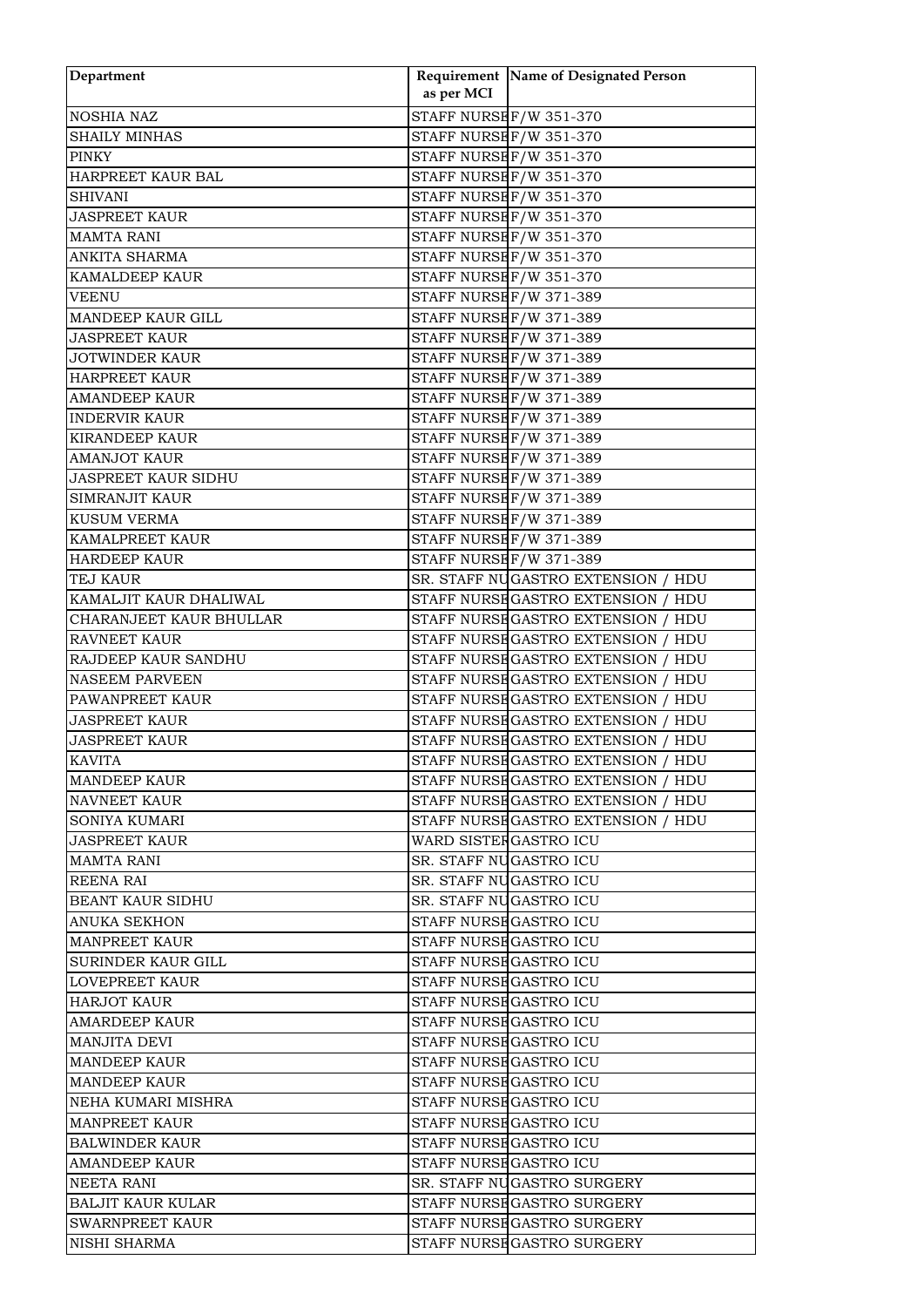| Department | Requirement as per MCI | Name of Designated Person |
|---|---|---|
| NOSHIA NAZ | STAFF NURSE | F/W 351-370 |
| SHAILY MINHAS | STAFF NURSE | F/W 351-370 |
| PINKY | STAFF NURSE | F/W 351-370 |
| HARPREET KAUR BAL | STAFF NURSE | F/W 351-370 |
| SHIVANI | STAFF NURSE | F/W 351-370 |
| JASPREET KAUR | STAFF NURSE | F/W 351-370 |
| MAMTA RANI | STAFF NURSE | F/W 351-370 |
| ANKITA SHARMA | STAFF NURSE | F/W 351-370 |
| KAMALDEEP KAUR | STAFF NURSE | F/W 351-370 |
| VEENU | STAFF NURSE | F/W 371-389 |
| MANDEEP KAUR GILL | STAFF NURSE | F/W 371-389 |
| JASPREET KAUR | STAFF NURSE | F/W 371-389 |
| JOTWINDER KAUR | STAFF NURSE | F/W 371-389 |
| HARPREET KAUR | STAFF NURSE | F/W 371-389 |
| AMANDEEP KAUR | STAFF NURSE | F/W 371-389 |
| INDERVIR KAUR | STAFF NURSE | F/W 371-389 |
| KIRANDEEP KAUR | STAFF NURSE | F/W 371-389 |
| AMANJOT KAUR | STAFF NURSE | F/W 371-389 |
| JASPREET KAUR SIDHU | STAFF NURSE | F/W 371-389 |
| SIMRANJIT KAUR | STAFF NURSE | F/W 371-389 |
| KUSUM VERMA | STAFF NURSE | F/W 371-389 |
| KAMALPREET KAUR | STAFF NURSE | F/W 371-389 |
| HARDEEP KAUR | STAFF NURSE | F/W 371-389 |
| TEJ KAUR | SR. STAFF NU | GASTRO EXTENSION / HDU |
| KAMALJIT KAUR DHALIWAL | STAFF NURSE | GASTRO EXTENSION / HDU |
| CHARANJEET KAUR BHULLAR | STAFF NURSE | GASTRO EXTENSION / HDU |
| RAVNEET KAUR | STAFF NURSE | GASTRO EXTENSION / HDU |
| RAJDEEP KAUR SANDHU | STAFF NURSE | GASTRO EXTENSION / HDU |
| NASEEM PARVEEN | STAFF NURSE | GASTRO EXTENSION / HDU |
| PAWANPREET KAUR | STAFF NURSE | GASTRO EXTENSION / HDU |
| JASPREET KAUR | STAFF NURSE | GASTRO EXTENSION / HDU |
| JASPREET KAUR | STAFF NURSE | GASTRO EXTENSION / HDU |
| KAVITA | STAFF NURSE | GASTRO EXTENSION / HDU |
| MANDEEP KAUR | STAFF NURSE | GASTRO EXTENSION / HDU |
| NAVNEET KAUR | STAFF NURSE | GASTRO EXTENSION / HDU |
| SONIYA KUMARI | STAFF NURSE | GASTRO EXTENSION / HDU |
| JASPREET KAUR | WARD SISTER | GASTRO ICU |
| MAMTA RANI | SR. STAFF NU | GASTRO ICU |
| REENA RAI | SR. STAFF NU | GASTRO ICU |
| BEANT KAUR SIDHU | SR. STAFF NU | GASTRO ICU |
| ANUKA SEKHON | STAFF NURSE | GASTRO ICU |
| MANPREET KAUR | STAFF NURSE | GASTRO ICU |
| SURINDER KAUR GILL | STAFF NURSE | GASTRO ICU |
| LOVEPREET KAUR | STAFF NURSE | GASTRO ICU |
| HARJOT KAUR | STAFF NURSE | GASTRO ICU |
| AMARDEEP KAUR | STAFF NURSE | GASTRO ICU |
| MANJITA DEVI | STAFF NURSE | GASTRO ICU |
| MANDEEP KAUR | STAFF NURSE | GASTRO ICU |
| MANDEEP KAUR | STAFF NURSE | GASTRO ICU |
| NEHA KUMARI MISHRA | STAFF NURSE | GASTRO ICU |
| MANPREET KAUR | STAFF NURSE | GASTRO ICU |
| BALWINDER KAUR | STAFF NURSE | GASTRO ICU |
| AMANDEEP KAUR | STAFF NURSE | GASTRO ICU |
| NEETA RANI | SR. STAFF NU | GASTRO SURGERY |
| BALJIT KAUR KULAR | STAFF NURSE | GASTRO SURGERY |
| SWARNPREET KAUR | STAFF NURSE | GASTRO SURGERY |
| NISHI SHARMA | STAFF NURSE | GASTRO SURGERY |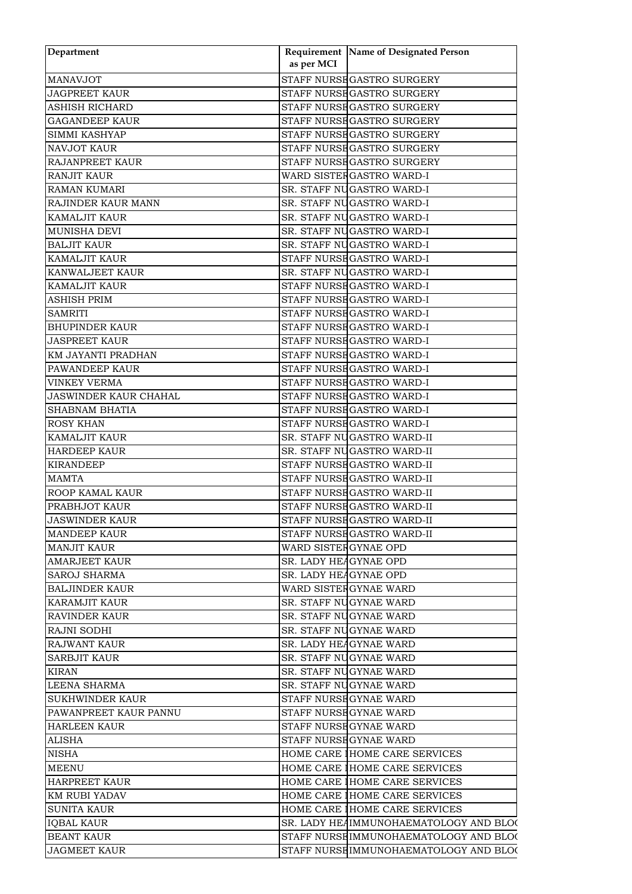| Department | Requirement as per MCI | Name of Designated Person |
|---|---|---|
| MANAVJOT | STAFF NURSE | GASTRO SURGERY |
| JAGPREET KAUR | STAFF NURSE | GASTRO SURGERY |
| ASHISH RICHARD | STAFF NURSE | GASTRO SURGERY |
| GAGANDEEP KAUR | STAFF NURSE | GASTRO SURGERY |
| SIMMI KASHYAP | STAFF NURSE | GASTRO SURGERY |
| NAVJOT KAUR | STAFF NURSE | GASTRO SURGERY |
| RAJANPREET KAUR | STAFF NURSE | GASTRO SURGERY |
| RANJIT KAUR | WARD SISTER | GASTRO WARD-I |
| RAMAN KUMARI | SR. STAFF NU | GASTRO WARD-I |
| RAJINDER KAUR MANN | SR. STAFF NU | GASTRO WARD-I |
| KAMALJIT KAUR | SR. STAFF NU | GASTRO WARD-I |
| MUNISHA DEVI | SR. STAFF NU | GASTRO WARD-I |
| BALJIT KAUR | SR. STAFF NU | GASTRO WARD-I |
| KAMALJIT KAUR | STAFF NURSE | GASTRO WARD-I |
| KANWALJEET KAUR | SR. STAFF NU | GASTRO WARD-I |
| KAMALJIT KAUR | STAFF NURSE | GASTRO WARD-I |
| ASHISH PRIM | STAFF NURSE | GASTRO WARD-I |
| SAMRITI | STAFF NURSE | GASTRO WARD-I |
| BHUPINDER KAUR | STAFF NURSE | GASTRO WARD-I |
| JASPREET KAUR | STAFF NURSE | GASTRO WARD-I |
| KM JAYANTI PRADHAN | STAFF NURSE | GASTRO WARD-I |
| PAWANDEEP KAUR | STAFF NURSE | GASTRO WARD-I |
| VINKEY VERMA | STAFF NURSE | GASTRO WARD-I |
| JASWINDER KAUR CHAHAL | STAFF NURSE | GASTRO WARD-I |
| SHABNAM BHATIA | STAFF NURSE | GASTRO WARD-I |
| ROSY KHAN | STAFF NURSE | GASTRO WARD-I |
| KAMALJIT KAUR | SR. STAFF NU | GASTRO WARD-II |
| HARDEEP KAUR | SR. STAFF NU | GASTRO WARD-II |
| KIRANDEEP | STAFF NURSE | GASTRO WARD-II |
| MAMTA | STAFF NURSE | GASTRO WARD-II |
| ROOP KAMAL KAUR | STAFF NURSE | GASTRO WARD-II |
| PRABHJOT KAUR | STAFF NURSE | GASTRO WARD-II |
| JASWINDER KAUR | STAFF NURSE | GASTRO WARD-II |
| MANDEEP KAUR | STAFF NURSE | GASTRO WARD-II |
| MANJIT KAUR | WARD SISTER | GYNAE OPD |
| AMARJEET KAUR | SR. LADY HEA | GYNAE OPD |
| SAROJ SHARMA | SR. LADY HEA | GYNAE OPD |
| BALJINDER KAUR | WARD SISTER | GYNAE WARD |
| KARAMJIT KAUR | SR. STAFF NU | GYNAE WARD |
| RAVINDER KAUR | SR. STAFF NU | GYNAE WARD |
| RAJNI SODHI | SR. STAFF NU | GYNAE WARD |
| RAJWANT KAUR | SR. LADY HEA | GYNAE WARD |
| SARBJIT KAUR | SR. STAFF NU | GYNAE WARD |
| KIRAN | SR. STAFF NU | GYNAE WARD |
| LEENA SHARMA | SR. STAFF NU | GYNAE WARD |
| SUKHWINDER KAUR | STAFF NURSE | GYNAE WARD |
| PAWANPREET KAUR PANNU | STAFF NURSE | GYNAE WARD |
| HARLEEN KAUR | STAFF NURSE | GYNAE WARD |
| ALISHA | STAFF NURSE | GYNAE WARD |
| NISHA | HOME CARE I | HOME CARE SERVICES |
| MEENU | HOME CARE I | HOME CARE SERVICES |
| HARPREET KAUR | HOME CARE I | HOME CARE SERVICES |
| KM RUBI YADAV | HOME CARE I | HOME CARE SERVICES |
| SUNITA KAUR | HOME CARE I | HOME CARE SERVICES |
| IQBAL KAUR | SR. LADY HEA | IMMUNOHAEMATOLOGY AND BLO( |
| BEANT KAUR | STAFF NURSE | IMMUNOHAEMATOLOGY AND BLO( |
| JAGMEET KAUR | STAFF NURSE | IMMUNOHAEMATOLOGY AND BLO( |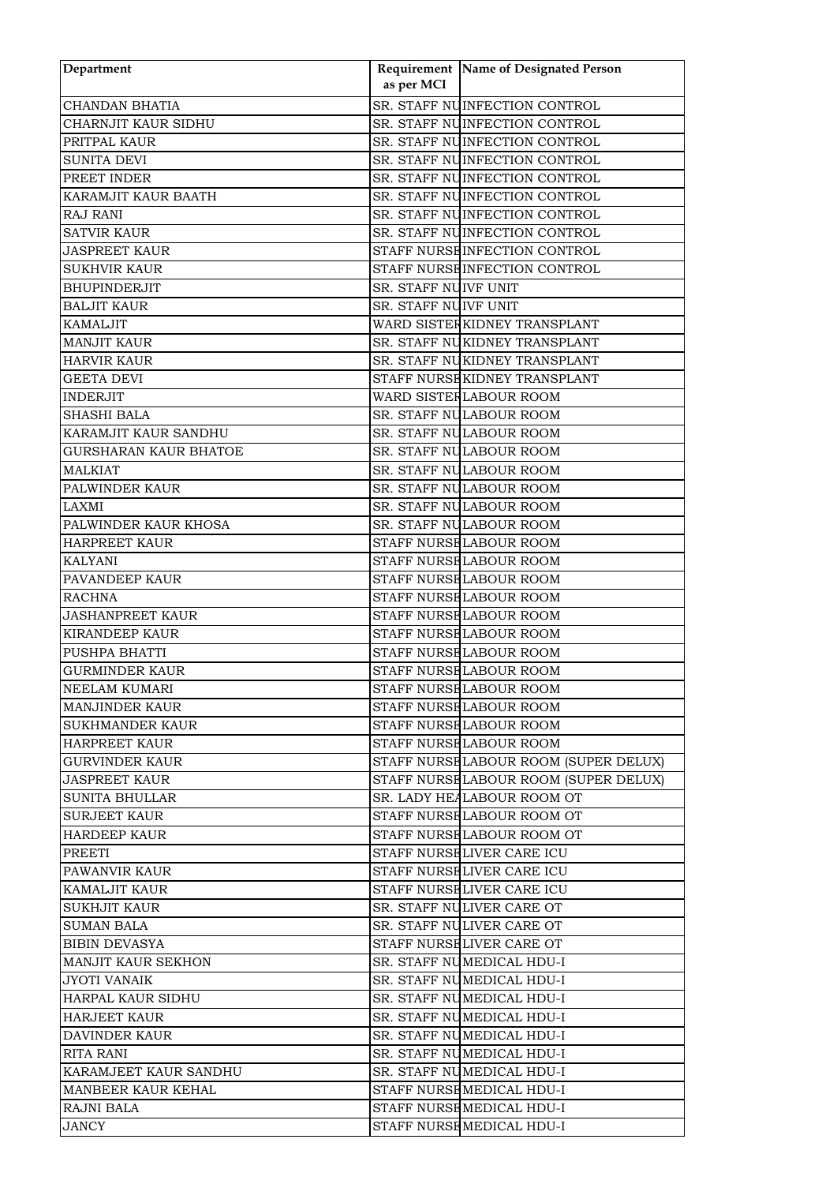| Department | Requirement as per MCI | Name of Designated Person |
|---|---|---|
| CHANDAN BHATIA | SR. STAFF NU | INFECTION CONTROL |
| CHARNJIT KAUR SIDHU | SR. STAFF NU | INFECTION CONTROL |
| PRITPAL KAUR | SR. STAFF NU | INFECTION CONTROL |
| SUNITA DEVI | SR. STAFF NU | INFECTION CONTROL |
| PREET INDER | SR. STAFF NU | INFECTION CONTROL |
| KARAMJIT KAUR BAATH | SR. STAFF NU | INFECTION CONTROL |
| RAJ RANI | SR. STAFF NU | INFECTION CONTROL |
| SATVIR KAUR | SR. STAFF NU | INFECTION CONTROL |
| JASPREET KAUR | STAFF NURSE | INFECTION CONTROL |
| SUKHVIR KAUR | STAFF NURSE | INFECTION CONTROL |
| BHUPINDERJIT | SR. STAFF NU | IVF UNIT |
| BALJIT KAUR | SR. STAFF NU | IVF UNIT |
| KAMALJIT | WARD SISTER | KIDNEY TRANSPLANT |
| MANJIT KAUR | SR. STAFF NU | KIDNEY TRANSPLANT |
| HARVIR KAUR | SR. STAFF NU | KIDNEY TRANSPLANT |
| GEETA DEVI | STAFF NURSE | KIDNEY TRANSPLANT |
| INDERJIT | WARD SISTER | LABOUR ROOM |
| SHASHI BALA | SR. STAFF NU | LABOUR ROOM |
| KARAMJIT KAUR SANDHU | SR. STAFF NU | LABOUR ROOM |
| GURSHARAN KAUR BHATOE | SR. STAFF NU | LABOUR ROOM |
| MALKIAT | SR. STAFF NU | LABOUR ROOM |
| PALWINDER KAUR | SR. STAFF NU | LABOUR ROOM |
| LAXMI | SR. STAFF NU | LABOUR ROOM |
| PALWINDER KAUR KHOSA | SR. STAFF NU | LABOUR ROOM |
| HARPREET KAUR | STAFF NURSE | LABOUR ROOM |
| KALYANI | STAFF NURSE | LABOUR ROOM |
| PAVANDEEP KAUR | STAFF NURSE | LABOUR ROOM |
| RACHNA | STAFF NURSE | LABOUR ROOM |
| JASHANPREET KAUR | STAFF NURSE | LABOUR ROOM |
| KIRANDEEP KAUR | STAFF NURSE | LABOUR ROOM |
| PUSHPA BHATTI | STAFF NURSE | LABOUR ROOM |
| GURMINDER KAUR | STAFF NURSE | LABOUR ROOM |
| NEELAM KUMARI | STAFF NURSE | LABOUR ROOM |
| MANJINDER KAUR | STAFF NURSE | LABOUR ROOM |
| SUKHMANDER KAUR | STAFF NURSE | LABOUR ROOM |
| HARPREET KAUR | STAFF NURSE | LABOUR ROOM |
| GURVINDER KAUR | STAFF NURSE | LABOUR ROOM (SUPER DELUX) |
| JASPREET KAUR | STAFF NURSE | LABOUR ROOM (SUPER DELUX) |
| SUNITA BHULLAR | SR. LADY HEA | LABOUR ROOM OT |
| SURJEET KAUR | STAFF NURSE | LABOUR ROOM OT |
| HARDEEP KAUR | STAFF NURSE | LABOUR ROOM OT |
| PREETI | STAFF NURSE | LIVER CARE ICU |
| PAWANVIR KAUR | STAFF NURSE | LIVER CARE ICU |
| KAMALJIT KAUR | STAFF NURSE | LIVER CARE ICU |
| SUKHJIT KAUR | SR. STAFF NU | LIVER CARE OT |
| SUMAN BALA | SR. STAFF NU | LIVER CARE OT |
| BIBIN DEVASYA | STAFF NURSE | LIVER CARE OT |
| MANJIT KAUR SEKHON | SR. STAFF NU | MEDICAL HDU-I |
| JYOTI VANAIK | SR. STAFF NU | MEDICAL HDU-I |
| HARPAL KAUR SIDHU | SR. STAFF NU | MEDICAL HDU-I |
| HARJEET KAUR | SR. STAFF NU | MEDICAL HDU-I |
| DAVINDER KAUR | SR. STAFF NU | MEDICAL HDU-I |
| RITA RANI | SR. STAFF NU | MEDICAL HDU-I |
| KARAMJEET KAUR SANDHU | SR. STAFF NU | MEDICAL HDU-I |
| MANBEER KAUR KEHAL | STAFF NURSE | MEDICAL HDU-I |
| RAJNI BALA | STAFF NURSE | MEDICAL HDU-I |
| JANCY | STAFF NURSE | MEDICAL HDU-I |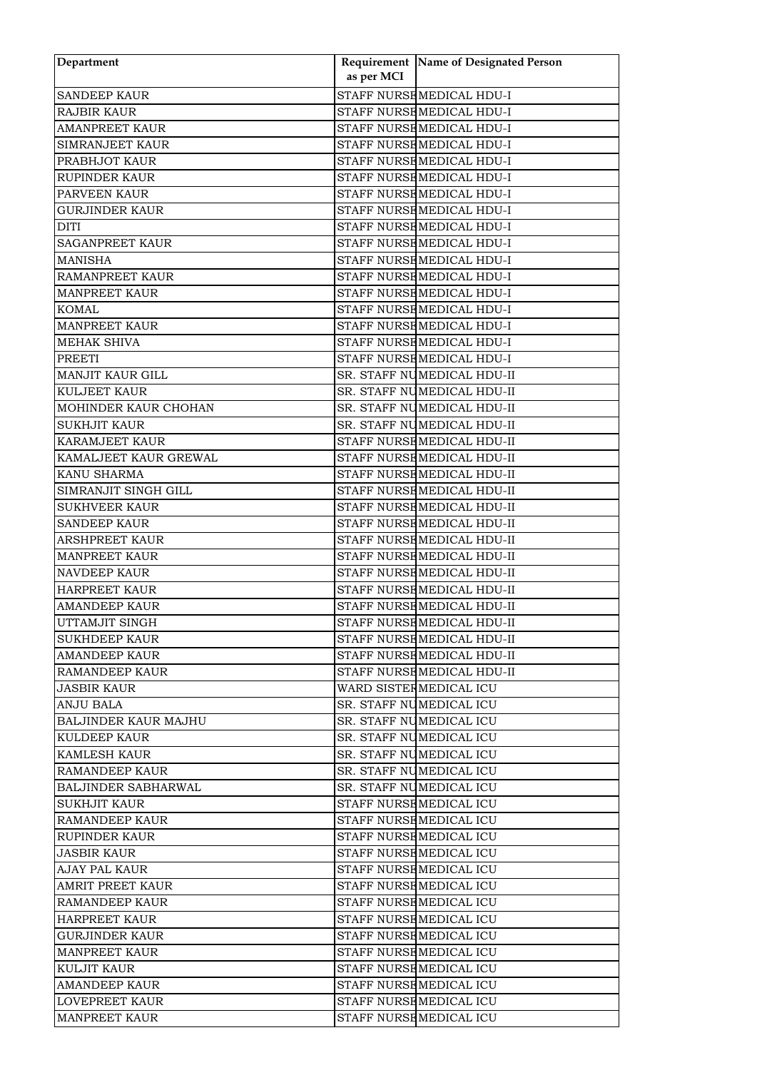| Department | Requirement as per MCI | Name of Designated Person |
|---|---|---|
| SANDEEP KAUR | STAFF NURSE | MEDICAL HDU-I |
| RAJBIR KAUR | STAFF NURSE | MEDICAL HDU-I |
| AMANPREET KAUR | STAFF NURSE | MEDICAL HDU-I |
| SIMRANJEET KAUR | STAFF NURSE | MEDICAL HDU-I |
| PRABHJOT KAUR | STAFF NURSE | MEDICAL HDU-I |
| RUPINDER KAUR | STAFF NURSE | MEDICAL HDU-I |
| PARVEEN KAUR | STAFF NURSE | MEDICAL HDU-I |
| GURJINDER KAUR | STAFF NURSE | MEDICAL HDU-I |
| DITI | STAFF NURSE | MEDICAL HDU-I |
| SAGANPREET KAUR | STAFF NURSE | MEDICAL HDU-I |
| MANISHA | STAFF NURSE | MEDICAL HDU-I |
| RAMANPREET KAUR | STAFF NURSE | MEDICAL HDU-I |
| MANPREET KAUR | STAFF NURSE | MEDICAL HDU-I |
| KOMAL | STAFF NURSE | MEDICAL HDU-I |
| MANPREET KAUR | STAFF NURSE | MEDICAL HDU-I |
| MEHAK SHIVA | STAFF NURSE | MEDICAL HDU-I |
| PREETI | STAFF NURSE | MEDICAL HDU-I |
| MANJIT KAUR GILL | SR. STAFF NU | MEDICAL HDU-II |
| KULJEET KAUR | SR. STAFF NU | MEDICAL HDU-II |
| MOHINDER KAUR CHOHAN | SR. STAFF NU | MEDICAL HDU-II |
| SUKHJIT KAUR | SR. STAFF NU | MEDICAL HDU-II |
| KARAMJEET KAUR | STAFF NURSE | MEDICAL HDU-II |
| KAMALJEET KAUR GREWAL | STAFF NURSE | MEDICAL HDU-II |
| KANU SHARMA | STAFF NURSE | MEDICAL HDU-II |
| SIMRANJIT SINGH GILL | STAFF NURSE | MEDICAL HDU-II |
| SUKHVEER KAUR | STAFF NURSE | MEDICAL HDU-II |
| SANDEEP KAUR | STAFF NURSE | MEDICAL HDU-II |
| ARSHPREET KAUR | STAFF NURSE | MEDICAL HDU-II |
| MANPREET KAUR | STAFF NURSE | MEDICAL HDU-II |
| NAVDEEP KAUR | STAFF NURSE | MEDICAL HDU-II |
| HARPREET KAUR | STAFF NURSE | MEDICAL HDU-II |
| AMANDEEP KAUR | STAFF NURSE | MEDICAL HDU-II |
| UTTAMJIT SINGH | STAFF NURSE | MEDICAL HDU-II |
| SUKHDEEP KAUR | STAFF NURSE | MEDICAL HDU-II |
| AMANDEEP KAUR | STAFF NURSE | MEDICAL HDU-II |
| RAMANDEEP KAUR | STAFF NURSE | MEDICAL HDU-II |
| JASBIR KAUR | WARD SISTER | MEDICAL ICU |
| ANJU BALA | SR. STAFF NU | MEDICAL ICU |
| BALJINDER KAUR MAJHU | SR. STAFF NU | MEDICAL ICU |
| KULDEEP KAUR | SR. STAFF NU | MEDICAL ICU |
| KAMLESH KAUR | SR. STAFF NU | MEDICAL ICU |
| RAMANDEEP KAUR | SR. STAFF NU | MEDICAL ICU |
| BALJINDER SABHARWAL | SR. STAFF NU | MEDICAL ICU |
| SUKHJIT KAUR | STAFF NURSE | MEDICAL ICU |
| RAMANDEEP KAUR | STAFF NURSE | MEDICAL ICU |
| RUPINDER KAUR | STAFF NURSE | MEDICAL ICU |
| JASBIR KAUR | STAFF NURSE | MEDICAL ICU |
| AJAY PAL KAUR | STAFF NURSE | MEDICAL ICU |
| AMRIT PREET KAUR | STAFF NURSE | MEDICAL ICU |
| RAMANDEEP KAUR | STAFF NURSE | MEDICAL ICU |
| HARPREET KAUR | STAFF NURSE | MEDICAL ICU |
| GURJINDER KAUR | STAFF NURSE | MEDICAL ICU |
| MANPREET KAUR | STAFF NURSE | MEDICAL ICU |
| KULJIT KAUR | STAFF NURSE | MEDICAL ICU |
| AMANDEEP KAUR | STAFF NURSE | MEDICAL ICU |
| LOVEPREET KAUR | STAFF NURSE | MEDICAL ICU |
| MANPREET KAUR | STAFF NURSE | MEDICAL ICU |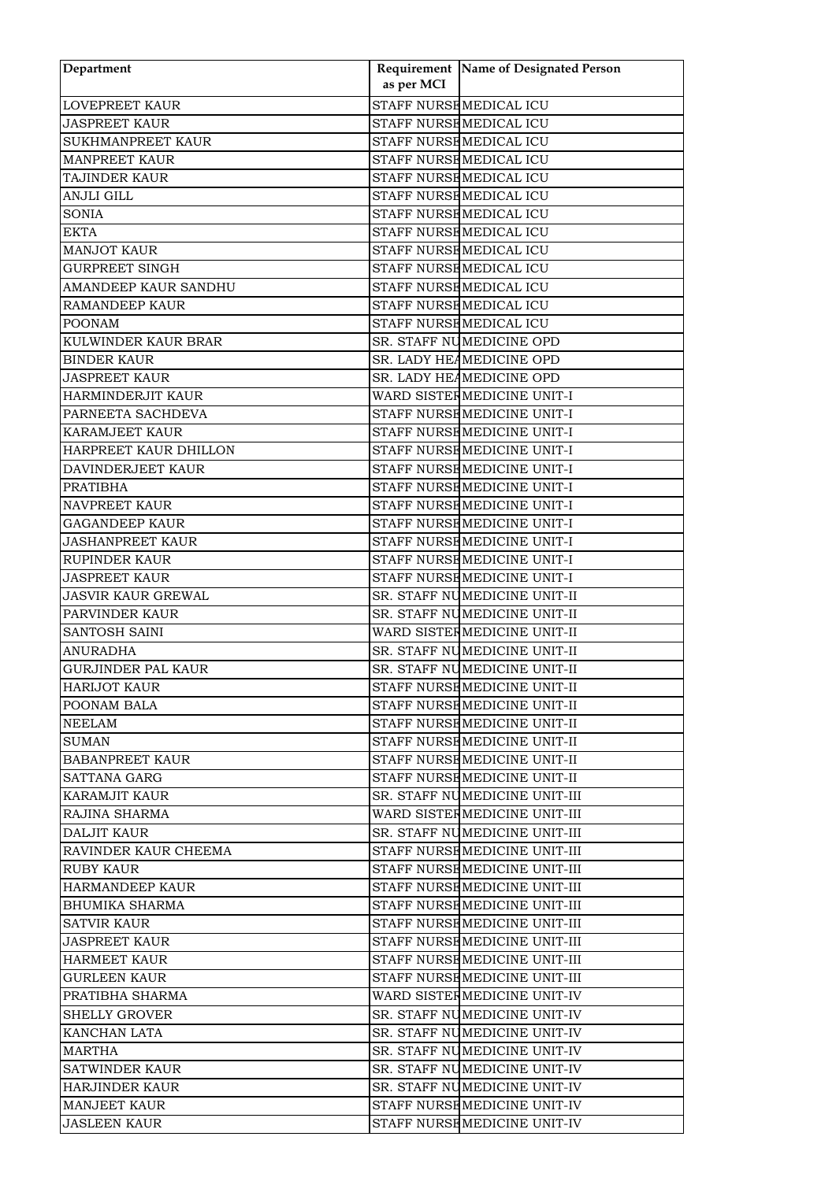| Department | Requirement as per MCI | Name of Designated Person |
|---|---|---|
| LOVEPREET KAUR | STAFF NURSE | MEDICAL ICU |
| JASPREET KAUR | STAFF NURSE | MEDICAL ICU |
| SUKHMANPREET KAUR | STAFF NURSE | MEDICAL ICU |
| MANPREET KAUR | STAFF NURSE | MEDICAL ICU |
| TAJINDER KAUR | STAFF NURSE | MEDICAL ICU |
| ANJLI GILL | STAFF NURSE | MEDICAL ICU |
| SONIA | STAFF NURSE | MEDICAL ICU |
| EKTA | STAFF NURSE | MEDICAL ICU |
| MANJOT KAUR | STAFF NURSE | MEDICAL ICU |
| GURPREET SINGH | STAFF NURSE | MEDICAL ICU |
| AMANDEEP KAUR SANDHU | STAFF NURSE | MEDICAL ICU |
| RAMANDEEP KAUR | STAFF NURSE | MEDICAL ICU |
| POONAM | STAFF NURSE | MEDICAL ICU |
| KULWINDER KAUR BRAR | SR. STAFF NU | MEDICINE OPD |
| BINDER KAUR | SR. LADY HEA | MEDICINE OPD |
| JASPREET KAUR | SR. LADY HEA | MEDICINE OPD |
| HARMINDERJIT KAUR | WARD SISTER | MEDICINE UNIT-I |
| PARNEETA SACHDEVA | STAFF NURSE | MEDICINE UNIT-I |
| KARAMJEET KAUR | STAFF NURSE | MEDICINE UNIT-I |
| HARPREET KAUR DHILLON | STAFF NURSE | MEDICINE UNIT-I |
| DAVINDERJEET KAUR | STAFF NURSE | MEDICINE UNIT-I |
| PRATIBHA | STAFF NURSE | MEDICINE UNIT-I |
| NAVPREET KAUR | STAFF NURSE | MEDICINE UNIT-I |
| GAGANDEEP KAUR | STAFF NURSE | MEDICINE UNIT-I |
| JASHANPREET KAUR | STAFF NURSE | MEDICINE UNIT-I |
| RUPINDER KAUR | STAFF NURSE | MEDICINE UNIT-I |
| JASPREET KAUR | STAFF NURSE | MEDICINE UNIT-I |
| JASVIR KAUR GREWAL | SR. STAFF NU | MEDICINE UNIT-II |
| PARVINDER KAUR | SR. STAFF NU | MEDICINE UNIT-II |
| SANTOSH SAINI | WARD SISTER | MEDICINE UNIT-II |
| ANURADHA | SR. STAFF NU | MEDICINE UNIT-II |
| GURJINDER PAL KAUR | SR. STAFF NU | MEDICINE UNIT-II |
| HARIJOT KAUR | STAFF NURSE | MEDICINE UNIT-II |
| POONAM BALA | STAFF NURSE | MEDICINE UNIT-II |
| NEELAM | STAFF NURSE | MEDICINE UNIT-II |
| SUMAN | STAFF NURSE | MEDICINE UNIT-II |
| BABANPREET KAUR | STAFF NURSE | MEDICINE UNIT-II |
| SATTANA GARG | STAFF NURSE | MEDICINE UNIT-II |
| KARAMJIT KAUR | SR. STAFF NU | MEDICINE UNIT-III |
| RAJINA SHARMA | WARD SISTER | MEDICINE UNIT-III |
| DALJIT KAUR | SR. STAFF NU | MEDICINE UNIT-III |
| RAVINDER KAUR CHEEMA | STAFF NURSE | MEDICINE UNIT-III |
| RUBY KAUR | STAFF NURSE | MEDICINE UNIT-III |
| HARMANDEEP KAUR | STAFF NURSE | MEDICINE UNIT-III |
| BHUMIKA SHARMA | STAFF NURSE | MEDICINE UNIT-III |
| SATVIR KAUR | STAFF NURSE | MEDICINE UNIT-III |
| JASPREET KAUR | STAFF NURSE | MEDICINE UNIT-III |
| HARMEET KAUR | STAFF NURSE | MEDICINE UNIT-III |
| GURLEEN KAUR | STAFF NURSE | MEDICINE UNIT-III |
| PRATIBHA SHARMA | WARD SISTER | MEDICINE UNIT-IV |
| SHELLY GROVER | SR. STAFF NU | MEDICINE UNIT-IV |
| KANCHAN LATA | SR. STAFF NU | MEDICINE UNIT-IV |
| MARTHA | SR. STAFF NU | MEDICINE UNIT-IV |
| SATWINDER KAUR | SR. STAFF NU | MEDICINE UNIT-IV |
| HARJINDER KAUR | SR. STAFF NU | MEDICINE UNIT-IV |
| MANJEET KAUR | STAFF NURSE | MEDICINE UNIT-IV |
| JASLEEN KAUR | STAFF NURSE | MEDICINE UNIT-IV |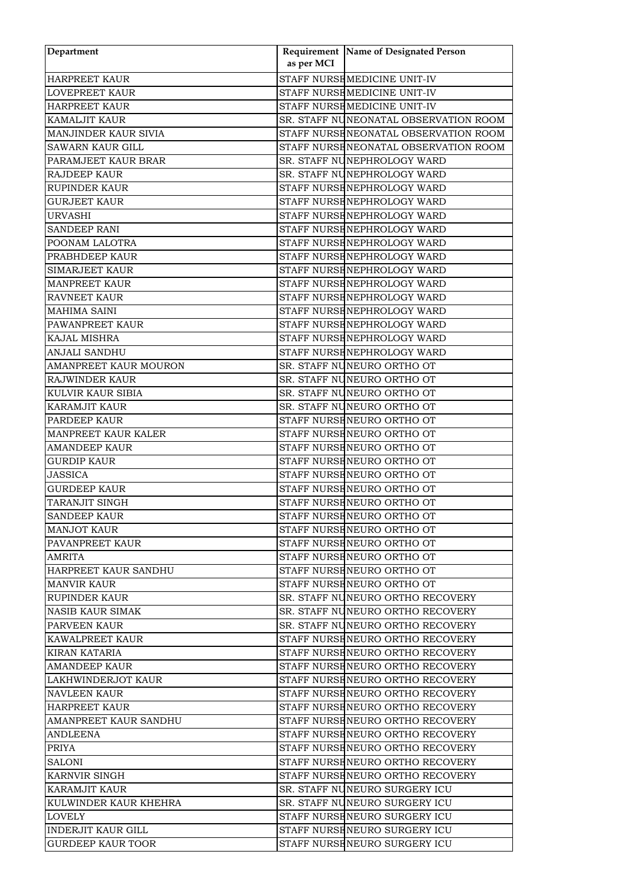| Department | Requirement as per MCI | Name of Designated Person |
|---|---|---|
| HARPREET KAUR | STAFF NURSE | MEDICINE UNIT-IV |
| LOVEPREET KAUR | STAFF NURSE | MEDICINE UNIT-IV |
| HARPREET KAUR | STAFF NURSE | MEDICINE UNIT-IV |
| KAMALJIT KAUR | SR. STAFF NU | NEONATAL OBSERVATION ROOM |
| MANJINDER KAUR SIVIA | STAFF NURSE | NEONATAL OBSERVATION ROOM |
| SAWARN KAUR GILL | STAFF NURSE | NEONATAL OBSERVATION ROOM |
| PARAMJEET KAUR BRAR | SR. STAFF NU | NEPHROLOGY WARD |
| RAJDEEP KAUR | SR. STAFF NU | NEPHROLOGY WARD |
| RUPINDER KAUR | STAFF NURSE | NEPHROLOGY WARD |
| GURJEET KAUR | STAFF NURSE | NEPHROLOGY WARD |
| URVASHI | STAFF NURSE | NEPHROLOGY WARD |
| SANDEEP RANI | STAFF NURSE | NEPHROLOGY WARD |
| POONAM LALOTRA | STAFF NURSE | NEPHROLOGY WARD |
| PRABHDEEP KAUR | STAFF NURSE | NEPHROLOGY WARD |
| SIMARJEET KAUR | STAFF NURSE | NEPHROLOGY WARD |
| MANPREET KAUR | STAFF NURSE | NEPHROLOGY WARD |
| RAVNEET KAUR | STAFF NURSE | NEPHROLOGY WARD |
| MAHIMA SAINI | STAFF NURSE | NEPHROLOGY WARD |
| PAWANPREET KAUR | STAFF NURSE | NEPHROLOGY WARD |
| KAJAL MISHRA | STAFF NURSE | NEPHROLOGY WARD |
| ANJALI SANDHU | STAFF NURSE | NEPHROLOGY WARD |
| AMANPREET KAUR MOURON | SR. STAFF NU | NEURO ORTHO OT |
| RAJWINDER KAUR | SR. STAFF NU | NEURO ORTHO OT |
| KULVIR KAUR SIBIA | SR. STAFF NU | NEURO ORTHO OT |
| KARAMJIT KAUR | SR. STAFF NU | NEURO ORTHO OT |
| PARDEEP KAUR | STAFF NURSE | NEURO ORTHO OT |
| MANPREET KAUR KALER | STAFF NURSE | NEURO ORTHO OT |
| AMANDEEP KAUR | STAFF NURSE | NEURO ORTHO OT |
| GURDIP KAUR | STAFF NURSE | NEURO ORTHO OT |
| JASSICA | STAFF NURSE | NEURO ORTHO OT |
| GURDEEP KAUR | STAFF NURSE | NEURO ORTHO OT |
| TARANJIT SINGH | STAFF NURSE | NEURO ORTHO OT |
| SANDEEP KAUR | STAFF NURSE | NEURO ORTHO OT |
| MANJOT KAUR | STAFF NURSE | NEURO ORTHO OT |
| PAVANPREET KAUR | STAFF NURSE | NEURO ORTHO OT |
| AMRITA | STAFF NURSE | NEURO ORTHO OT |
| HARPREET KAUR SANDHU | STAFF NURSE | NEURO ORTHO OT |
| MANVIR KAUR | STAFF NURSE | NEURO ORTHO OT |
| RUPINDER KAUR | SR. STAFF NU | NEURO ORTHO RECOVERY |
| NASIB KAUR SIMAK | SR. STAFF NU | NEURO ORTHO RECOVERY |
| PARVEEN KAUR | SR. STAFF NU | NEURO ORTHO RECOVERY |
| KAWALPREET KAUR | STAFF NURSE | NEURO ORTHO RECOVERY |
| KIRAN KATARIA | STAFF NURSE | NEURO ORTHO RECOVERY |
| AMANDEEP KAUR | STAFF NURSE | NEURO ORTHO RECOVERY |
| LAKHWINDERJOT KAUR | STAFF NURSE | NEURO ORTHO RECOVERY |
| NAVLEEN KAUR | STAFF NURSE | NEURO ORTHO RECOVERY |
| HARPREET KAUR | STAFF NURSE | NEURO ORTHO RECOVERY |
| AMANPREET KAUR SANDHU | STAFF NURSE | NEURO ORTHO RECOVERY |
| ANDLEENA | STAFF NURSE | NEURO ORTHO RECOVERY |
| PRIYA | STAFF NURSE | NEURO ORTHO RECOVERY |
| SALONI | STAFF NURSE | NEURO ORTHO RECOVERY |
| KARNVIR SINGH | STAFF NURSE | NEURO ORTHO RECOVERY |
| KARAMJIT KAUR | SR. STAFF NU | NEURO SURGERY ICU |
| KULWINDER KAUR KHEHRA | SR. STAFF NU | NEURO SURGERY ICU |
| LOVELY | STAFF NURSE | NEURO SURGERY ICU |
| INDERJIT KAUR GILL | STAFF NURSE | NEURO SURGERY ICU |
| GURDEEP KAUR TOOR | STAFF NURSE | NEURO SURGERY ICU |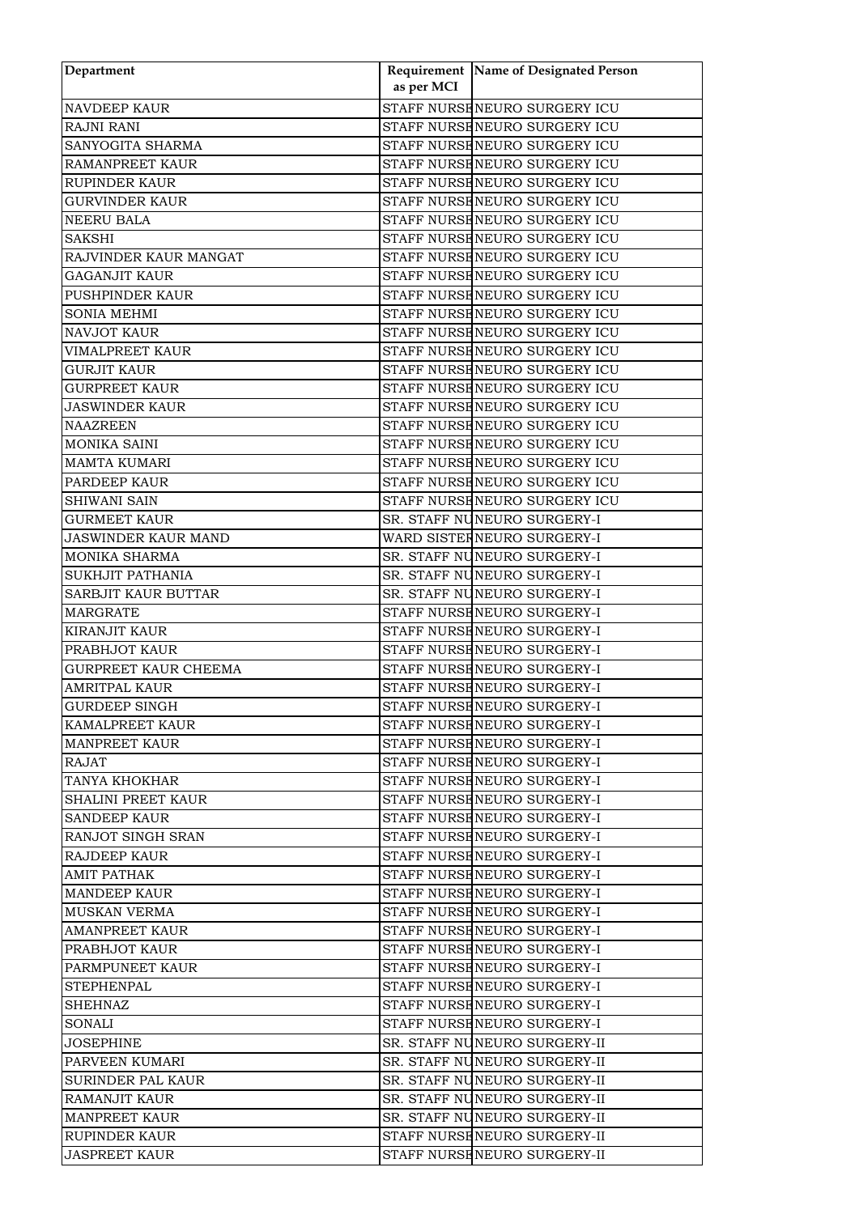| Department | Requirement as per MCI | Name of Designated Person |
|---|---|---|
| NAVDEEP KAUR | STAFF NURSE | NEURO SURGERY ICU |
| RAJNI RANI | STAFF NURSE | NEURO SURGERY ICU |
| SANYOGITA SHARMA | STAFF NURSE | NEURO SURGERY ICU |
| RAMANPREET KAUR | STAFF NURSE | NEURO SURGERY ICU |
| RUPINDER KAUR | STAFF NURSE | NEURO SURGERY ICU |
| GURVINDER KAUR | STAFF NURSE | NEURO SURGERY ICU |
| NEERU BALA | STAFF NURSE | NEURO SURGERY ICU |
| SAKSHI | STAFF NURSE | NEURO SURGERY ICU |
| RAJVINDER KAUR MANGAT | STAFF NURSE | NEURO SURGERY ICU |
| GAGANJIT KAUR | STAFF NURSE | NEURO SURGERY ICU |
| PUSHPINDER KAUR | STAFF NURSE | NEURO SURGERY ICU |
| SONIA MEHMI | STAFF NURSE | NEURO SURGERY ICU |
| NAVJOT KAUR | STAFF NURSE | NEURO SURGERY ICU |
| VIMALPREET KAUR | STAFF NURSE | NEURO SURGERY ICU |
| GURJIT KAUR | STAFF NURSE | NEURO SURGERY ICU |
| GURPREET KAUR | STAFF NURSE | NEURO SURGERY ICU |
| JASWINDER KAUR | STAFF NURSE | NEURO SURGERY ICU |
| NAAZREEN | STAFF NURSE | NEURO SURGERY ICU |
| MONIKA SAINI | STAFF NURSE | NEURO SURGERY ICU |
| MAMTA KUMARI | STAFF NURSE | NEURO SURGERY ICU |
| PARDEEP KAUR | STAFF NURSE | NEURO SURGERY ICU |
| SHIWANI SAIN | STAFF NURSE | NEURO SURGERY ICU |
| GURMEET KAUR | SR. STAFF NU | NEURO SURGERY-I |
| JASWINDER KAUR MAND | WARD SISTER | NEURO SURGERY-I |
| MONIKA SHARMA | SR. STAFF NU | NEURO SURGERY-I |
| SUKHJIT PATHANIA | SR. STAFF NU | NEURO SURGERY-I |
| SARBJIT KAUR BUTTAR | SR. STAFF NU | NEURO SURGERY-I |
| MARGRATE | STAFF NURSE | NEURO SURGERY-I |
| KIRANJIT KAUR | STAFF NURSE | NEURO SURGERY-I |
| PRABHJOT KAUR | STAFF NURSE | NEURO SURGERY-I |
| GURPREET KAUR CHEEMA | STAFF NURSE | NEURO SURGERY-I |
| AMRITPAL KAUR | STAFF NURSE | NEURO SURGERY-I |
| GURDEEP SINGH | STAFF NURSE | NEURO SURGERY-I |
| KAMALPREET KAUR | STAFF NURSE | NEURO SURGERY-I |
| MANPREET KAUR | STAFF NURSE | NEURO SURGERY-I |
| RAJAT | STAFF NURSE | NEURO SURGERY-I |
| TANYA KHOKHAR | STAFF NURSE | NEURO SURGERY-I |
| SHALINI PREET KAUR | STAFF NURSE | NEURO SURGERY-I |
| SANDEEP KAUR | STAFF NURSE | NEURO SURGERY-I |
| RANJOT SINGH SRAN | STAFF NURSE | NEURO SURGERY-I |
| RAJDEEP KAUR | STAFF NURSE | NEURO SURGERY-I |
| AMIT PATHAK | STAFF NURSE | NEURO SURGERY-I |
| MANDEEP KAUR | STAFF NURSE | NEURO SURGERY-I |
| MUSKAN VERMA | STAFF NURSE | NEURO SURGERY-I |
| AMANPREET KAUR | STAFF NURSE | NEURO SURGERY-I |
| PRABHJOT KAUR | STAFF NURSE | NEURO SURGERY-I |
| PARMPUNEET KAUR | STAFF NURSE | NEURO SURGERY-I |
| STEPHENPAL | STAFF NURSE | NEURO SURGERY-I |
| SHEHNAZ | STAFF NURSE | NEURO SURGERY-I |
| SONALI | STAFF NURSE | NEURO SURGERY-I |
| JOSEPHINE | SR. STAFF NU | NEURO SURGERY-II |
| PARVEEN KUMARI | SR. STAFF NU | NEURO SURGERY-II |
| SURINDER PAL KAUR | SR. STAFF NU | NEURO SURGERY-II |
| RAMANJIT KAUR | SR. STAFF NU | NEURO SURGERY-II |
| MANPREET KAUR | SR. STAFF NU | NEURO SURGERY-II |
| RUPINDER KAUR | STAFF NURSE | NEURO SURGERY-II |
| JASPREET KAUR | STAFF NURSE | NEURO SURGERY-II |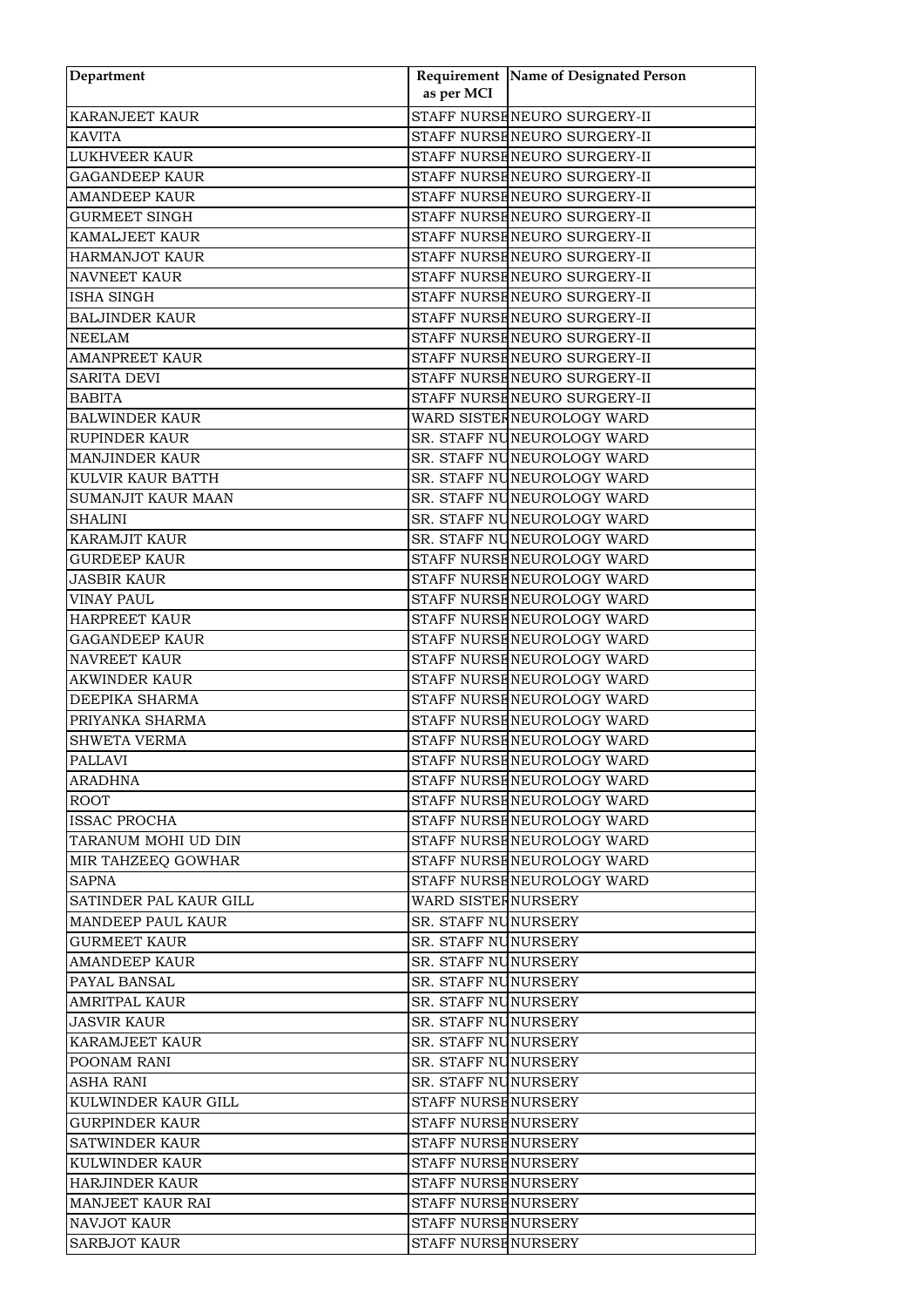| Department | Requirement as per MCI | Name of Designated Person |
|---|---|---|
| KARANJEET KAUR | STAFF NURSE | NEURO SURGERY-II |
| KAVITA | STAFF NURSE | NEURO SURGERY-II |
| LUKHVEER KAUR | STAFF NURSE | NEURO SURGERY-II |
| GAGANDEEP KAUR | STAFF NURSE | NEURO SURGERY-II |
| AMANDEEP KAUR | STAFF NURSE | NEURO SURGERY-II |
| GURMEET SINGH | STAFF NURSE | NEURO SURGERY-II |
| KAMALJEET KAUR | STAFF NURSE | NEURO SURGERY-II |
| HARMANJOT KAUR | STAFF NURSE | NEURO SURGERY-II |
| NAVNEET KAUR | STAFF NURSE | NEURO SURGERY-II |
| ISHA SINGH | STAFF NURSE | NEURO SURGERY-II |
| BALJINDER KAUR | STAFF NURSE | NEURO SURGERY-II |
| NEELAM | STAFF NURSE | NEURO SURGERY-II |
| AMANPREET KAUR | STAFF NURSE | NEURO SURGERY-II |
| SARITA DEVI | STAFF NURSE | NEURO SURGERY-II |
| BABITA | STAFF NURSE | NEURO SURGERY-II |
| BALWINDER KAUR | WARD SISTER | NEUROLOGY WARD |
| RUPINDER KAUR | SR. STAFF NU | NEUROLOGY WARD |
| MANJINDER KAUR | SR. STAFF NU | NEUROLOGY WARD |
| KULVIR KAUR BATTH | SR. STAFF NU | NEUROLOGY WARD |
| SUMANJIT KAUR MAAN | SR. STAFF NU | NEUROLOGY WARD |
| SHALINI | SR. STAFF NU | NEUROLOGY WARD |
| KARAMJIT KAUR | SR. STAFF NU | NEUROLOGY WARD |
| GURDEEP KAUR | STAFF NURSE | NEUROLOGY WARD |
| JASBIR KAUR | STAFF NURSE | NEUROLOGY WARD |
| VINAY PAUL | STAFF NURSE | NEUROLOGY WARD |
| HARPREET KAUR | STAFF NURSE | NEUROLOGY WARD |
| GAGANDEEP KAUR | STAFF NURSE | NEUROLOGY WARD |
| NAVREET KAUR | STAFF NURSE | NEUROLOGY WARD |
| AKWINDER KAUR | STAFF NURSE | NEUROLOGY WARD |
| DEEPIKA SHARMA | STAFF NURSE | NEUROLOGY WARD |
| PRIYANKA SHARMA | STAFF NURSE | NEUROLOGY WARD |
| SHWETA VERMA | STAFF NURSE | NEUROLOGY WARD |
| PALLAVI | STAFF NURSE | NEUROLOGY WARD |
| ARADHNA | STAFF NURSE | NEUROLOGY WARD |
| ROOT | STAFF NURSE | NEUROLOGY WARD |
| ISSAC PROCHA | STAFF NURSE | NEUROLOGY WARD |
| TARANUM MOHI UD DIN | STAFF NURSE | NEUROLOGY WARD |
| MIR TAHZEEQ GOWHAR | STAFF NURSE | NEUROLOGY WARD |
| SAPNA | STAFF NURSE | NEUROLOGY WARD |
| SATINDER PAL KAUR GILL | WARD SISTER | NURSERY |
| MANDEEP PAUL KAUR | SR. STAFF NU | NURSERY |
| GURMEET KAUR | SR. STAFF NU | NURSERY |
| AMANDEEP KAUR | SR. STAFF NU | NURSERY |
| PAYAL BANSAL | SR. STAFF NU | NURSERY |
| AMRITPAL KAUR | SR. STAFF NU | NURSERY |
| JASVIR KAUR | SR. STAFF NU | NURSERY |
| KARAMJEET KAUR | SR. STAFF NU | NURSERY |
| POONAM RANI | SR. STAFF NU | NURSERY |
| ASHA RANI | SR. STAFF NU | NURSERY |
| KULWINDER KAUR GILL | STAFF NURSE | NURSERY |
| GURPINDER KAUR | STAFF NURSE | NURSERY |
| SATWINDER KAUR | STAFF NURSE | NURSERY |
| KULWINDER KAUR | STAFF NURSE | NURSERY |
| HARJINDER KAUR | STAFF NURSE | NURSERY |
| MANJEET KAUR RAI | STAFF NURSE | NURSERY |
| NAVJOT KAUR | STAFF NURSE | NURSERY |
| SARBJOT KAUR | STAFF NURSE | NURSERY |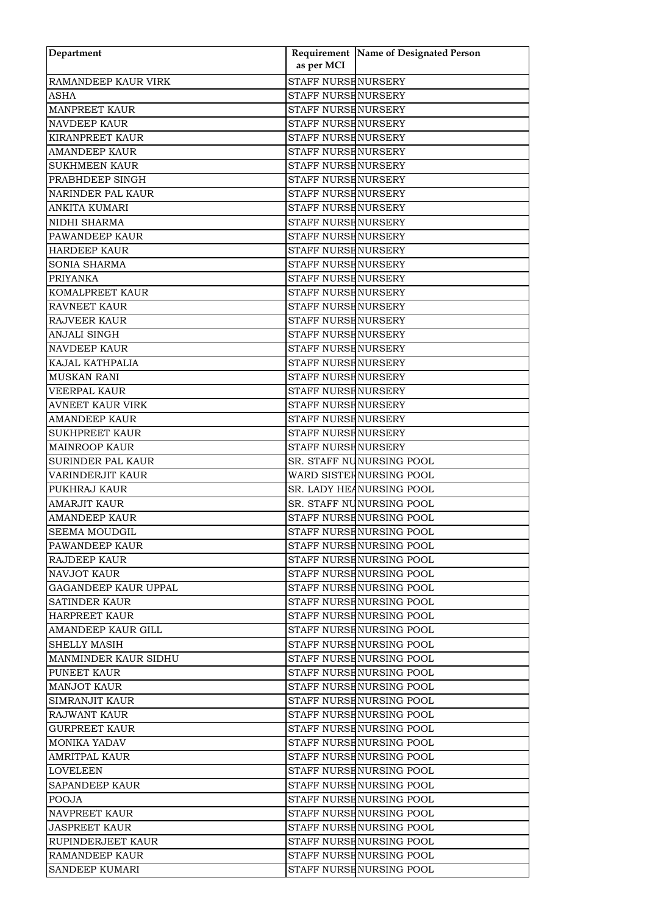| Department | Requirement as per MCI | Name of Designated Person |
|---|---|---|
| RAMANDEEP KAUR VIRK | STAFF NURSE | NURSERY |
| ASHA | STAFF NURSE | NURSERY |
| MANPREET KAUR | STAFF NURSE | NURSERY |
| NAVDEEP KAUR | STAFF NURSE | NURSERY |
| KIRANPREET KAUR | STAFF NURSE | NURSERY |
| AMANDEEP KAUR | STAFF NURSE | NURSERY |
| SUKHMEEN KAUR | STAFF NURSE | NURSERY |
| PRABHDEEP SINGH | STAFF NURSE | NURSERY |
| NARINDER PAL KAUR | STAFF NURSE | NURSERY |
| ANKITA KUMARI | STAFF NURSE | NURSERY |
| NIDHI SHARMA | STAFF NURSE | NURSERY |
| PAWANDEEP KAUR | STAFF NURSE | NURSERY |
| HARDEEP KAUR | STAFF NURSE | NURSERY |
| SONIA SHARMA | STAFF NURSE | NURSERY |
| PRIYANKA | STAFF NURSE | NURSERY |
| KOMALPREET KAUR | STAFF NURSE | NURSERY |
| RAVNEET KAUR | STAFF NURSE | NURSERY |
| RAJVEER KAUR | STAFF NURSE | NURSERY |
| ANJALI SINGH | STAFF NURSE | NURSERY |
| NAVDEEP KAUR | STAFF NURSE | NURSERY |
| KAJAL KATHPALIA | STAFF NURSE | NURSERY |
| MUSKAN RANI | STAFF NURSE | NURSERY |
| VEERPAL KAUR | STAFF NURSE | NURSERY |
| AVNEET KAUR VIRK | STAFF NURSE | NURSERY |
| AMANDEEP KAUR | STAFF NURSE | NURSERY |
| SUKHPREET KAUR | STAFF NURSE | NURSERY |
| MAINROOP KAUR | STAFF NURSE | NURSERY |
| SURINDER PAL KAUR | SR. STAFF NU | NURSING POOL |
| VARINDERJIT KAUR | WARD SISTER | NURSING POOL |
| PUKHRAJ KAUR | SR. LADY HEA | NURSING POOL |
| AMARJIT KAUR | SR. STAFF NU | NURSING POOL |
| AMANDEEP KAUR | STAFF NURSE | NURSING POOL |
| SEEMA MOUDGIL | STAFF NURSE | NURSING POOL |
| PAWANDEEP KAUR | STAFF NURSE | NURSING POOL |
| RAJDEEP KAUR | STAFF NURSE | NURSING POOL |
| NAVJOT KAUR | STAFF NURSE | NURSING POOL |
| GAGANDEEP KAUR UPPAL | STAFF NURSE | NURSING POOL |
| SATINDER KAUR | STAFF NURSE | NURSING POOL |
| HARPREET KAUR | STAFF NURSE | NURSING POOL |
| AMANDEEP KAUR GILL | STAFF NURSE | NURSING POOL |
| SHELLY MASIH | STAFF NURSE | NURSING POOL |
| MANMINDER KAUR SIDHU | STAFF NURSE | NURSING POOL |
| PUNEET KAUR | STAFF NURSE | NURSING POOL |
| MANJOT KAUR | STAFF NURSE | NURSING POOL |
| SIMRANJIT KAUR | STAFF NURSE | NURSING POOL |
| RAJWANT KAUR | STAFF NURSE | NURSING POOL |
| GURPREET KAUR | STAFF NURSE | NURSING POOL |
| MONIKA YADAV | STAFF NURSE | NURSING POOL |
| AMRITPAL KAUR | STAFF NURSE | NURSING POOL |
| LOVELEEN | STAFF NURSE | NURSING POOL |
| SAPANDEEP KAUR | STAFF NURSE | NURSING POOL |
| POOJA | STAFF NURSE | NURSING POOL |
| NAVPREET KAUR | STAFF NURSE | NURSING POOL |
| JASPREET KAUR | STAFF NURSE | NURSING POOL |
| RUPINDERJEET KAUR | STAFF NURSE | NURSING POOL |
| RAMANDEEP KAUR | STAFF NURSE | NURSING POOL |
| SANDEEP KUMARI | STAFF NURSE | NURSING POOL |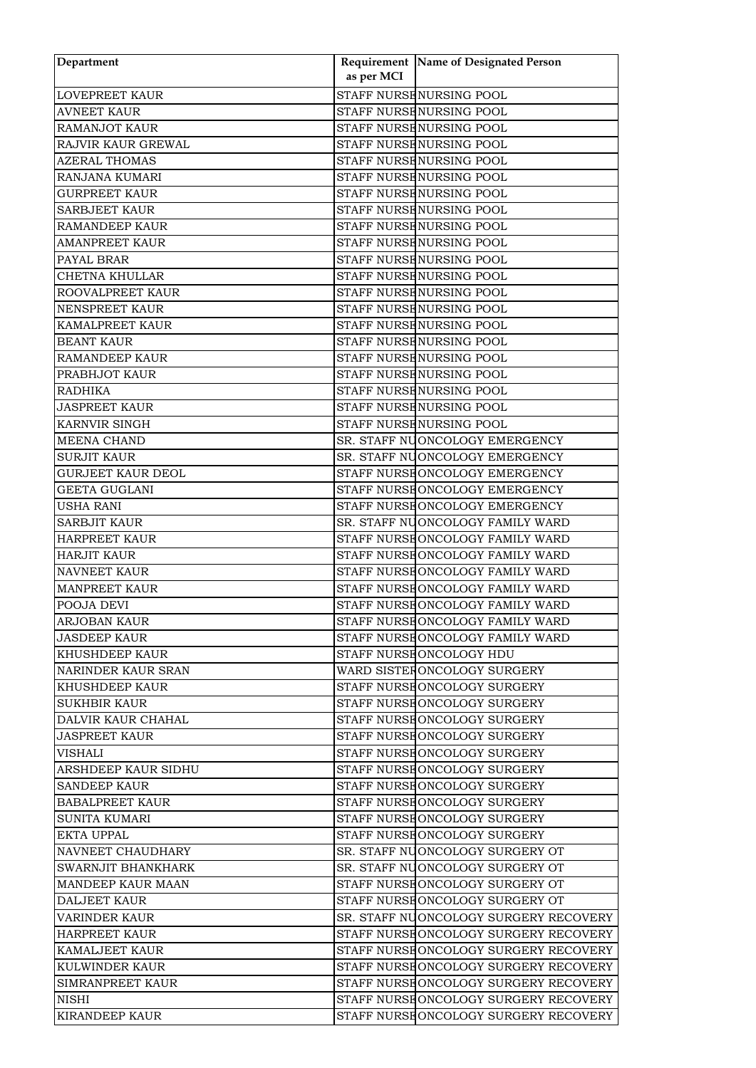| Department | Requirement as per MCI | Name of Designated Person |
|---|---|---|
| LOVEPREET KAUR | STAFF NURSE | NURSING POOL |
| AVNEET KAUR | STAFF NURSE | NURSING POOL |
| RAMANJOT KAUR | STAFF NURSE | NURSING POOL |
| RAJVIR KAUR GREWAL | STAFF NURSE | NURSING POOL |
| AZERAL THOMAS | STAFF NURSE | NURSING POOL |
| RANJANA KUMARI | STAFF NURSE | NURSING POOL |
| GURPREET KAUR | STAFF NURSE | NURSING POOL |
| SARBJEET KAUR | STAFF NURSE | NURSING POOL |
| RAMANDEEP KAUR | STAFF NURSE | NURSING POOL |
| AMANPREET KAUR | STAFF NURSE | NURSING POOL |
| PAYAL BRAR | STAFF NURSE | NURSING POOL |
| CHETNA KHULLAR | STAFF NURSE | NURSING POOL |
| ROOVALPREET KAUR | STAFF NURSE | NURSING POOL |
| NENSPREET KAUR | STAFF NURSE | NURSING POOL |
| KAMALPREET KAUR | STAFF NURSE | NURSING POOL |
| BEANT KAUR | STAFF NURSE | NURSING POOL |
| RAMANDEEP KAUR | STAFF NURSE | NURSING POOL |
| PRABHJOT KAUR | STAFF NURSE | NURSING POOL |
| RADHIKA | STAFF NURSE | NURSING POOL |
| JASPREET KAUR | STAFF NURSE | NURSING POOL |
| KARNVIR SINGH | STAFF NURSE | NURSING POOL |
| MEENA CHAND | SR. STAFF NU | ONCOLOGY EMERGENCY |
| SURJIT KAUR | SR. STAFF NU | ONCOLOGY EMERGENCY |
| GURJEET KAUR DEOL | STAFF NURSE | ONCOLOGY EMERGENCY |
| GEETA GUGLANI | STAFF NURSE | ONCOLOGY EMERGENCY |
| USHA RANI | STAFF NURSE | ONCOLOGY EMERGENCY |
| SARBJIT KAUR | SR. STAFF NU | ONCOLOGY FAMILY WARD |
| HARPREET KAUR | STAFF NURSE | ONCOLOGY FAMILY WARD |
| HARJIT KAUR | STAFF NURSE | ONCOLOGY FAMILY WARD |
| NAVNEET KAUR | STAFF NURSE | ONCOLOGY FAMILY WARD |
| MANPREET KAUR | STAFF NURSE | ONCOLOGY FAMILY WARD |
| POOJA DEVI | STAFF NURSE | ONCOLOGY FAMILY WARD |
| ARJOBAN KAUR | STAFF NURSE | ONCOLOGY FAMILY WARD |
| JASDEEP KAUR | STAFF NURSE | ONCOLOGY FAMILY WARD |
| KHUSHDEEP KAUR | STAFF NURSE | ONCOLOGY HDU |
| NARINDER KAUR SRAN | WARD SISTER | ONCOLOGY SURGERY |
| KHUSHDEEP KAUR | STAFF NURSE | ONCOLOGY SURGERY |
| SUKHBIR KAUR | STAFF NURSE | ONCOLOGY SURGERY |
| DALVIR KAUR CHAHAL | STAFF NURSE | ONCOLOGY SURGERY |
| JASPREET KAUR | STAFF NURSE | ONCOLOGY SURGERY |
| VISHALI | STAFF NURSE | ONCOLOGY SURGERY |
| ARSHDEEP KAUR SIDHU | STAFF NURSE | ONCOLOGY SURGERY |
| SANDEEP KAUR | STAFF NURSE | ONCOLOGY SURGERY |
| BABALPREET KAUR | STAFF NURSE | ONCOLOGY SURGERY |
| SUNITA KUMARI | STAFF NURSE | ONCOLOGY SURGERY |
| EKTA UPPAL | STAFF NURSE | ONCOLOGY SURGERY |
| NAVNEET CHAUDHARY | SR. STAFF NU | ONCOLOGY SURGERY OT |
| SWARNJIT BHANKHARK | SR. STAFF NU | ONCOLOGY SURGERY OT |
| MANDEEP KAUR MAAN | STAFF NURSE | ONCOLOGY SURGERY OT |
| DALJEET KAUR | STAFF NURSE | ONCOLOGY SURGERY OT |
| VARINDER KAUR | SR. STAFF NU | ONCOLOGY SURGERY RECOVERY |
| HARPREET KAUR | STAFF NURSE | ONCOLOGY SURGERY RECOVERY |
| KAMALJEET KAUR | STAFF NURSE | ONCOLOGY SURGERY RECOVERY |
| KULWINDER KAUR | STAFF NURSE | ONCOLOGY SURGERY RECOVERY |
| SIMRANPREET KAUR | STAFF NURSE | ONCOLOGY SURGERY RECOVERY |
| NISHI | STAFF NURSE | ONCOLOGY SURGERY RECOVERY |
| KIRANDEEP KAUR | STAFF NURSE | ONCOLOGY SURGERY RECOVERY |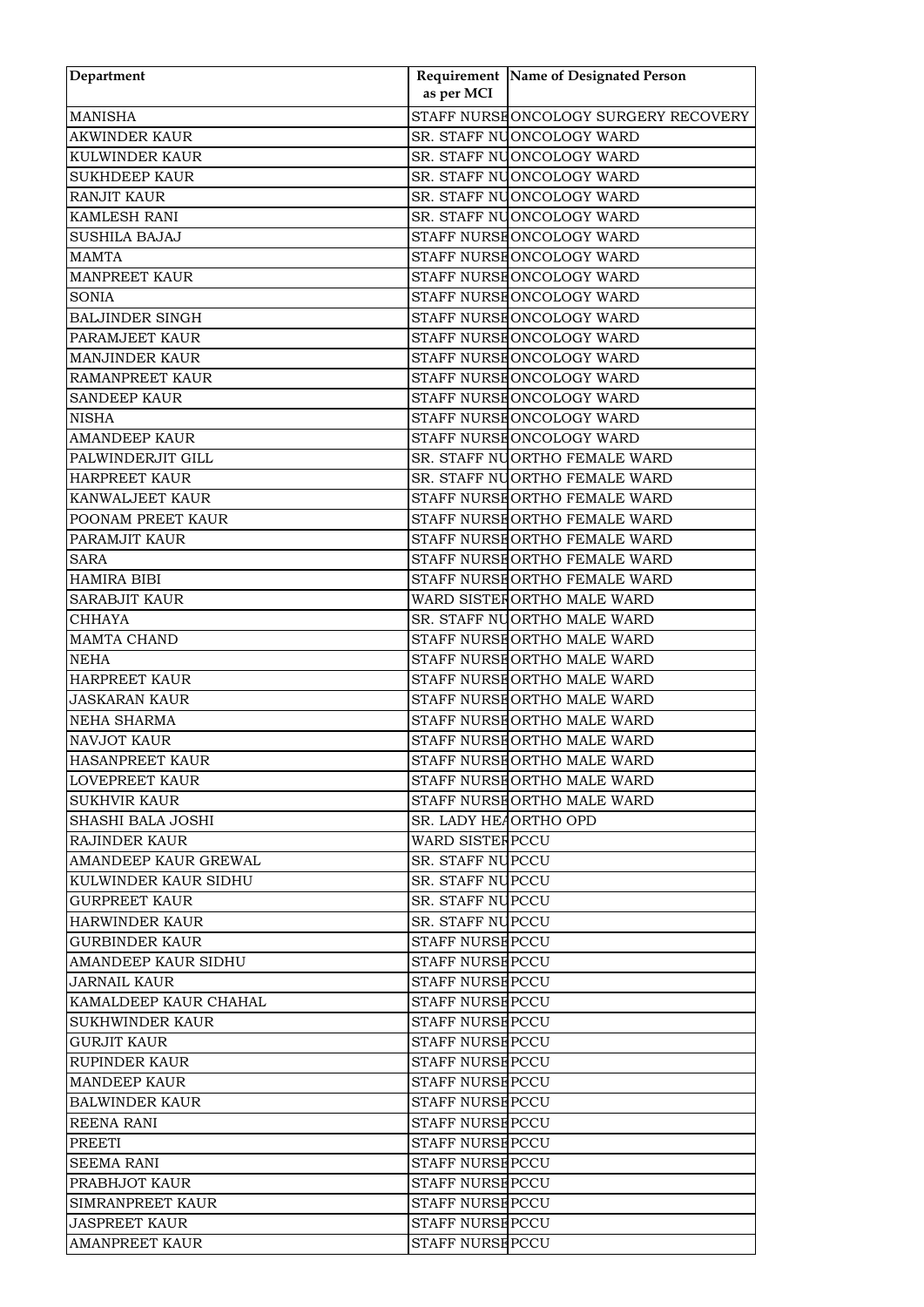| Department | Requirement as per MCI | Name of Designated Person |
|---|---|---|
| MANISHA | STAFF NURSE | ONCOLOGY SURGERY RECOVERY |
| AKWINDER KAUR | SR. STAFF NU | ONCOLOGY WARD |
| KULWINDER KAUR | SR. STAFF NU | ONCOLOGY WARD |
| SUKHDEEP KAUR | SR. STAFF NU | ONCOLOGY WARD |
| RANJIT KAUR | SR. STAFF NU | ONCOLOGY WARD |
| KAMLESH RANI | SR. STAFF NU | ONCOLOGY WARD |
| SUSHILA BAJAJ | STAFF NURSE | ONCOLOGY WARD |
| MAMTA | STAFF NURSE | ONCOLOGY WARD |
| MANPREET KAUR | STAFF NURSE | ONCOLOGY WARD |
| SONIA | STAFF NURSE | ONCOLOGY WARD |
| BALJINDER SINGH | STAFF NURSE | ONCOLOGY WARD |
| PARAMJEET KAUR | STAFF NURSE | ONCOLOGY WARD |
| MANJINDER KAUR | STAFF NURSE | ONCOLOGY WARD |
| RAMANPREET KAUR | STAFF NURSE | ONCOLOGY WARD |
| SANDEEP KAUR | STAFF NURSE | ONCOLOGY WARD |
| NISHA | STAFF NURSE | ONCOLOGY WARD |
| AMANDEEP KAUR | STAFF NURSE | ONCOLOGY WARD |
| PALWINDERJIT GILL | SR. STAFF NU | ORTHO FEMALE WARD |
| HARPREET KAUR | SR. STAFF NU | ORTHO FEMALE WARD |
| KANWALJEET KAUR | STAFF NURSE | ORTHO FEMALE WARD |
| POONAM PREET KAUR | STAFF NURSE | ORTHO FEMALE WARD |
| PARAMJIT KAUR | STAFF NURSE | ORTHO FEMALE WARD |
| SARA | STAFF NURSE | ORTHO FEMALE WARD |
| HAMIRA BIBI | STAFF NURSE | ORTHO FEMALE WARD |
| SARABJIT KAUR | WARD SISTER | ORTHO MALE WARD |
| CHHAYA | SR. STAFF NU | ORTHO MALE WARD |
| MAMTA CHAND | STAFF NURSE | ORTHO MALE WARD |
| NEHA | STAFF NURSE | ORTHO MALE WARD |
| HARPREET KAUR | STAFF NURSE | ORTHO MALE WARD |
| JASKARAN KAUR | STAFF NURSE | ORTHO MALE WARD |
| NEHA SHARMA | STAFF NURSE | ORTHO MALE WARD |
| NAVJOT KAUR | STAFF NURSE | ORTHO MALE WARD |
| HASANPREET KAUR | STAFF NURSE | ORTHO MALE WARD |
| LOVEPREET KAUR | STAFF NURSE | ORTHO MALE WARD |
| SUKHVIR KAUR | STAFF NURSE | ORTHO MALE WARD |
| SHASHI BALA JOSHI | SR. LADY HEA | ORTHO OPD |
| RAJINDER KAUR | WARD SISTER | PCCU |
| AMANDEEP KAUR GREWAL | SR. STAFF NU | PCCU |
| KULWINDER KAUR SIDHU | SR. STAFF NU | PCCU |
| GURPREET KAUR | SR. STAFF NU | PCCU |
| HARWINDER KAUR | SR. STAFF NU | PCCU |
| GURBINDER KAUR | STAFF NURSE | PCCU |
| AMANDEEP KAUR SIDHU | STAFF NURSE | PCCU |
| JARNAIL KAUR | STAFF NURSE | PCCU |
| KAMALDEEP KAUR CHAHAL | STAFF NURSE | PCCU |
| SUKHWINDER KAUR | STAFF NURSE | PCCU |
| GURJIT KAUR | STAFF NURSE | PCCU |
| RUPINDER KAUR | STAFF NURSE | PCCU |
| MANDEEP KAUR | STAFF NURSE | PCCU |
| BALWINDER KAUR | STAFF NURSE | PCCU |
| REENA RANI | STAFF NURSE | PCCU |
| PREETI | STAFF NURSE | PCCU |
| SEEMA RANI | STAFF NURSE | PCCU |
| PRABHJOT KAUR | STAFF NURSE | PCCU |
| SIMRANPREET KAUR | STAFF NURSE | PCCU |
| JASPREET KAUR | STAFF NURSE | PCCU |
| AMANPREET KAUR | STAFF NURSE | PCCU |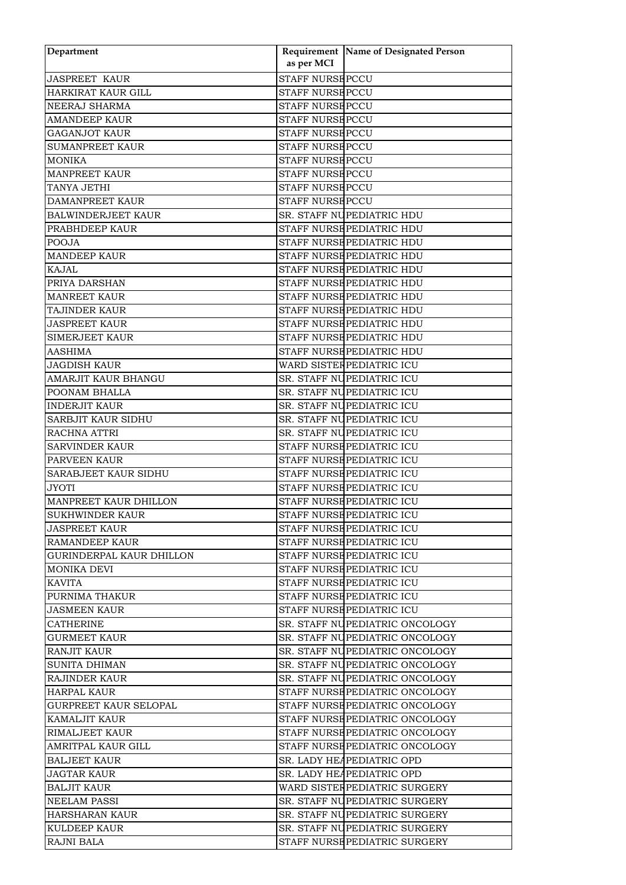| Department | Requirement as per MCI | Name of Designated Person |
|---|---|---|
| JASPREET KAUR | STAFF NURSE | PCCU |
| HARKIRAT KAUR GILL | STAFF NURSE | PCCU |
| NEERAJ SHARMA | STAFF NURSE | PCCU |
| AMANDEEP KAUR | STAFF NURSE | PCCU |
| GAGANJOT KAUR | STAFF NURSE | PCCU |
| SUMANPREET KAUR | STAFF NURSE | PCCU |
| MONIKA | STAFF NURSE | PCCU |
| MANPREET KAUR | STAFF NURSE | PCCU |
| TANYA JETHI | STAFF NURSE | PCCU |
| DAMANPREET KAUR | STAFF NURSE | PCCU |
| BALWINDERJEET KAUR | SR. STAFF NU | PEDIATRIC HDU |
| PRABHDEEP KAUR | STAFF NURSE | PEDIATRIC HDU |
| POOJA | STAFF NURSE | PEDIATRIC HDU |
| MANDEEP KAUR | STAFF NURSE | PEDIATRIC HDU |
| KAJAL | STAFF NURSE | PEDIATRIC HDU |
| PRIYA DARSHAN | STAFF NURSE | PEDIATRIC HDU |
| MANREET KAUR | STAFF NURSE | PEDIATRIC HDU |
| TAJINDER KAUR | STAFF NURSE | PEDIATRIC HDU |
| JASPREET KAUR | STAFF NURSE | PEDIATRIC HDU |
| SIMERJEET KAUR | STAFF NURSE | PEDIATRIC HDU |
| AASHIMA | STAFF NURSE | PEDIATRIC HDU |
| JAGDISH KAUR | WARD SISTER | PEDIATRIC ICU |
| AMARJIT KAUR BHANGU | SR. STAFF NU | PEDIATRIC ICU |
| POONAM BHALLA | SR. STAFF NU | PEDIATRIC ICU |
| INDERJIT KAUR | SR. STAFF NU | PEDIATRIC ICU |
| SARBJIT KAUR SIDHU | SR. STAFF NU | PEDIATRIC ICU |
| RACHNA ATTRI | SR. STAFF NU | PEDIATRIC ICU |
| SARVINDER KAUR | STAFF NURSE | PEDIATRIC ICU |
| PARVEEN KAUR | STAFF NURSE | PEDIATRIC ICU |
| SARABJEET KAUR SIDHU | STAFF NURSE | PEDIATRIC ICU |
| JYOTI | STAFF NURSE | PEDIATRIC ICU |
| MANPREET KAUR DHILLON | STAFF NURSE | PEDIATRIC ICU |
| SUKHWINDER KAUR | STAFF NURSE | PEDIATRIC ICU |
| JASPREET KAUR | STAFF NURSE | PEDIATRIC ICU |
| RAMANDEEP KAUR | STAFF NURSE | PEDIATRIC ICU |
| GURINDERPAL KAUR DHILLON | STAFF NURSE | PEDIATRIC ICU |
| MONIKA DEVI | STAFF NURSE | PEDIATRIC ICU |
| KAVITA | STAFF NURSE | PEDIATRIC ICU |
| PURNIMA THAKUR | STAFF NURSE | PEDIATRIC ICU |
| JASMEEN KAUR | STAFF NURSE | PEDIATRIC ICU |
| CATHERINE | SR. STAFF NU | PEDIATRIC ONCOLOGY |
| GURMEET KAUR | SR. STAFF NU | PEDIATRIC ONCOLOGY |
| RANJIT KAUR | SR. STAFF NU | PEDIATRIC ONCOLOGY |
| SUNITA DHIMAN | SR. STAFF NU | PEDIATRIC ONCOLOGY |
| RAJINDER KAUR | SR. STAFF NU | PEDIATRIC ONCOLOGY |
| HARPAL KAUR | STAFF NURSE | PEDIATRIC ONCOLOGY |
| GURPREET KAUR SELOPAL | STAFF NURSE | PEDIATRIC ONCOLOGY |
| KAMALJIT KAUR | STAFF NURSE | PEDIATRIC ONCOLOGY |
| RIMALJEET KAUR | STAFF NURSE | PEDIATRIC ONCOLOGY |
| AMRITPAL KAUR GILL | STAFF NURSE | PEDIATRIC ONCOLOGY |
| BALJEET KAUR | SR. LADY HEA | PEDIATRIC OPD |
| JAGTAR KAUR | SR. LADY HEA | PEDIATRIC OPD |
| BALJIT KAUR | WARD SISTER | PEDIATRIC SURGERY |
| NEELAM PASSI | SR. STAFF NU | PEDIATRIC SURGERY |
| HARSHARAN KAUR | SR. STAFF NU | PEDIATRIC SURGERY |
| KULDEEP KAUR | SR. STAFF NU | PEDIATRIC SURGERY |
| RAJNI BALA | STAFF NURSE | PEDIATRIC SURGERY |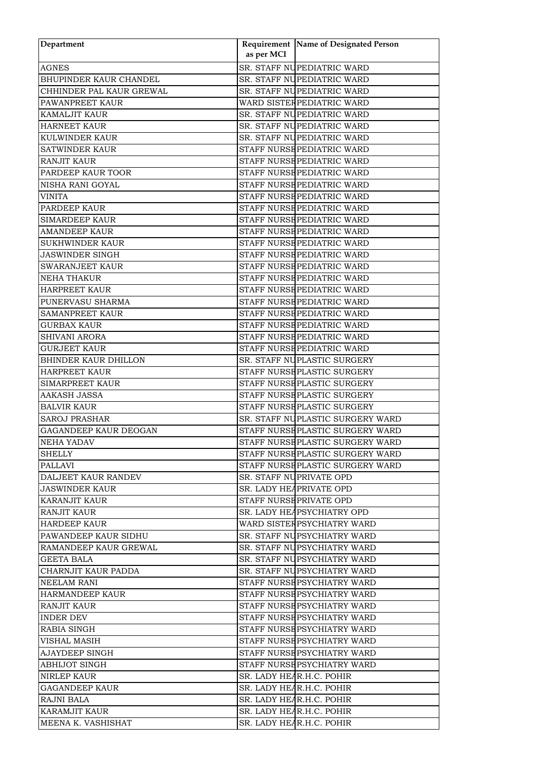| Department | Requirement as per MCI | Name of Designated Person |
|---|---|---|
| AGNES | SR. STAFF NU | PEDIATRIC WARD |
| BHUPINDER KAUR CHANDEL | SR. STAFF NU | PEDIATRIC WARD |
| CHHINDER PAL KAUR GREWAL | SR. STAFF NU | PEDIATRIC WARD |
| PAWANPREET KAUR | WARD SISTER | PEDIATRIC WARD |
| KAMALJIT KAUR | SR. STAFF NU | PEDIATRIC WARD |
| HARNEET KAUR | SR. STAFF NU | PEDIATRIC WARD |
| KULWINDER KAUR | SR. STAFF NU | PEDIATRIC WARD |
| SATWINDER KAUR | STAFF NURSE | PEDIATRIC WARD |
| RANJIT KAUR | STAFF NURSE | PEDIATRIC WARD |
| PARDEEP KAUR TOOR | STAFF NURSE | PEDIATRIC WARD |
| NISHA RANI GOYAL | STAFF NURSE | PEDIATRIC WARD |
| VINITA | STAFF NURSE | PEDIATRIC WARD |
| PARDEEP KAUR | STAFF NURSE | PEDIATRIC WARD |
| SIMARDEEP KAUR | STAFF NURSE | PEDIATRIC WARD |
| AMANDEEP KAUR | STAFF NURSE | PEDIATRIC WARD |
| SUKHWINDER KAUR | STAFF NURSE | PEDIATRIC WARD |
| JASWINDER SINGH | STAFF NURSE | PEDIATRIC WARD |
| SWARANJEET KAUR | STAFF NURSE | PEDIATRIC WARD |
| NEHA THAKUR | STAFF NURSE | PEDIATRIC WARD |
| HARPREET KAUR | STAFF NURSE | PEDIATRIC WARD |
| PUNERVASU SHARMA | STAFF NURSE | PEDIATRIC WARD |
| SAMANPREET KAUR | STAFF NURSE | PEDIATRIC WARD |
| GURBAX KAUR | STAFF NURSE | PEDIATRIC WARD |
| SHIVANI ARORA | STAFF NURSE | PEDIATRIC WARD |
| GURJEET KAUR | STAFF NURSE | PEDIATRIC WARD |
| BHINDER KAUR DHILLON | SR. STAFF NU | PLASTIC SURGERY |
| HARPREET KAUR | STAFF NURSE | PLASTIC SURGERY |
| SIMARPREET KAUR | STAFF NURSE | PLASTIC SURGERY |
| AAKASH JASSA | STAFF NURSE | PLASTIC SURGERY |
| BALVIR KAUR | STAFF NURSE | PLASTIC SURGERY |
| SAROJ PRASHAR | SR. STAFF NU | PLASTIC SURGERY WARD |
| GAGANDEEP KAUR DEOGAN | STAFF NURSE | PLASTIC SURGERY WARD |
| NEHA YADAV | STAFF NURSE | PLASTIC SURGERY WARD |
| SHELLY | STAFF NURSE | PLASTIC SURGERY WARD |
| PALLAVI | STAFF NURSE | PLASTIC SURGERY WARD |
| DALJEET KAUR RANDEV | SR. STAFF NU | PRIVATE OPD |
| JASWINDER KAUR | SR. LADY HEA | PRIVATE OPD |
| KARANJIT KAUR | STAFF NURSE | PRIVATE OPD |
| RANJIT KAUR | SR. LADY HEA | PSYCHIATRY OPD |
| HARDEEP KAUR | WARD SISTER | PSYCHIATRY WARD |
| PAWANDEEP KAUR SIDHU | SR. STAFF NU | PSYCHIATRY WARD |
| RAMANDEEP KAUR GREWAL | SR. STAFF NU | PSYCHIATRY WARD |
| GEETA BALA | SR. STAFF NU | PSYCHIATRY WARD |
| CHARNJIT KAUR PADDA | SR. STAFF NU | PSYCHIATRY WARD |
| NEELAM RANI | STAFF NURSE | PSYCHIATRY WARD |
| HARMANDEEP KAUR | STAFF NURSE | PSYCHIATRY WARD |
| RANJIT KAUR | STAFF NURSE | PSYCHIATRY WARD |
| INDER DEV | STAFF NURSE | PSYCHIATRY WARD |
| RABIA SINGH | STAFF NURSE | PSYCHIATRY WARD |
| VISHAL MASIH | STAFF NURSE | PSYCHIATRY WARD |
| AJAYDEEP SINGH | STAFF NURSE | PSYCHIATRY WARD |
| ABHIJOT SINGH | STAFF NURSE | PSYCHIATRY WARD |
| NIRLEP KAUR | SR. LADY HEA | R.H.C. POHIR |
| GAGANDEEP KAUR | SR. LADY HEA | R.H.C. POHIR |
| RAJNI BALA | SR. LADY HEA | R.H.C. POHIR |
| KARAMJIT KAUR | SR. LADY HEA | R.H.C. POHIR |
| MEENA K. VASHISHAT | SR. LADY HEA | R.H.C. POHIR |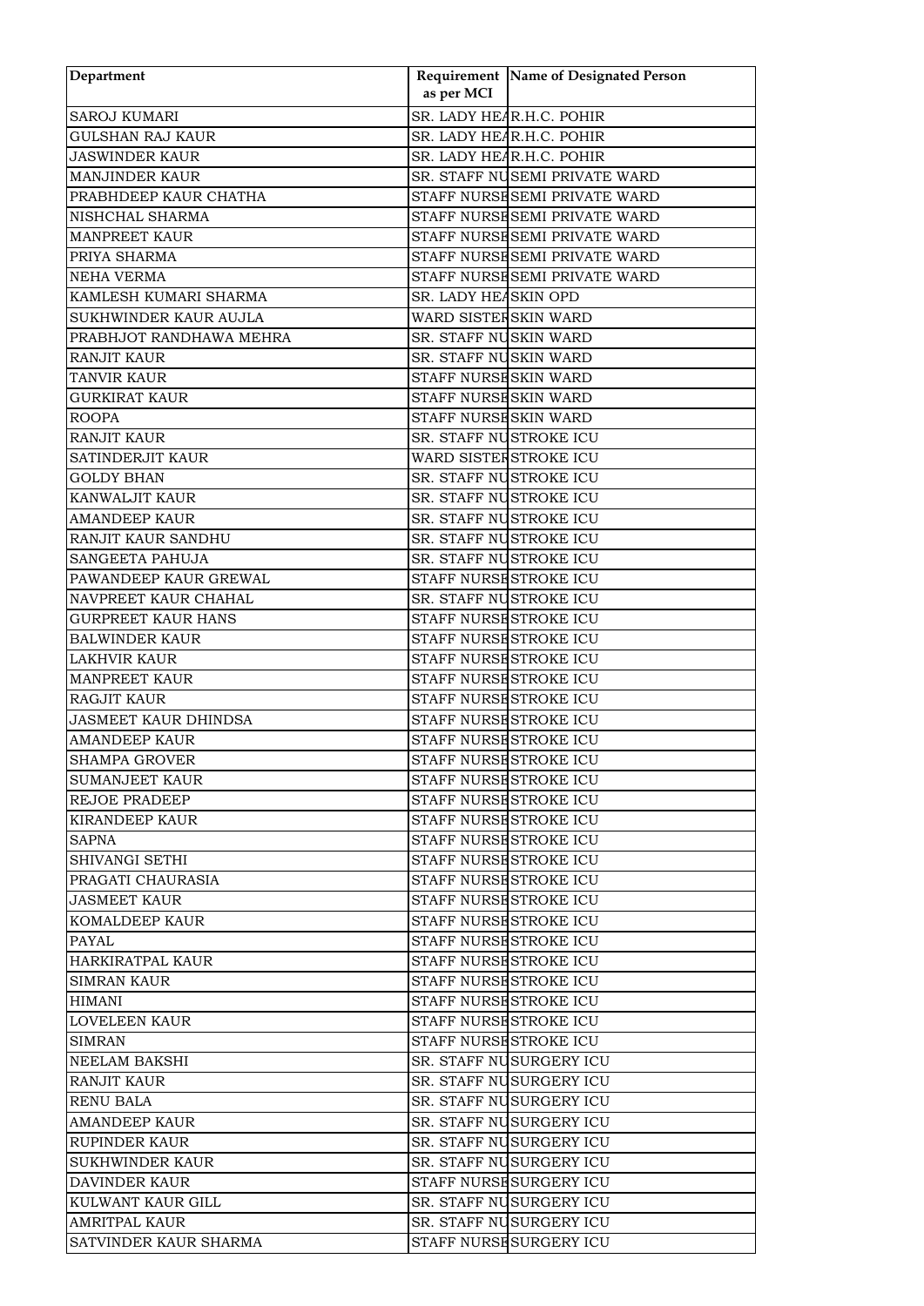| Department | Requirement as per MCI | Name of Designated Person |
|---|---|---|
| SAROJ KUMARI | SR. LADY HEA | R.H.C. POHIR |
| GULSHAN RAJ KAUR | SR. LADY HEA | R.H.C. POHIR |
| JASWINDER KAUR | SR. LADY HEA | R.H.C. POHIR |
| MANJINDER KAUR | SR. STAFF NU | SEMI PRIVATE WARD |
| PRABHDEEP KAUR CHATHA | STAFF NURSE | SEMI PRIVATE WARD |
| NISHCHAL SHARMA | STAFF NURSE | SEMI PRIVATE WARD |
| MANPREET KAUR | STAFF NURSE | SEMI PRIVATE WARD |
| PRIYA SHARMA | STAFF NURSE | SEMI PRIVATE WARD |
| NEHA VERMA | STAFF NURSE | SEMI PRIVATE WARD |
| KAMLESH KUMARI SHARMA | SR. LADY HEA | SKIN OPD |
| SUKHWINDER KAUR AUJLA | WARD SISTER | SKIN WARD |
| PRABHJOT RANDHAWA MEHRA | SR. STAFF NU | SKIN WARD |
| RANJIT KAUR | SR. STAFF NU | SKIN WARD |
| TANVIR KAUR | STAFF NURSE | SKIN WARD |
| GURKIRAT KAUR | STAFF NURSE | SKIN WARD |
| ROOPA | STAFF NURSE | SKIN WARD |
| RANJIT KAUR | SR. STAFF NU | STROKE ICU |
| SATINDERJIT KAUR | WARD SISTER | STROKE ICU |
| GOLDY BHAN | SR. STAFF NU | STROKE ICU |
| KANWALJIT KAUR | SR. STAFF NU | STROKE ICU |
| AMANDEEP KAUR | SR. STAFF NU | STROKE ICU |
| RANJIT KAUR SANDHU | SR. STAFF NU | STROKE ICU |
| SANGEETA PAHUJA | SR. STAFF NU | STROKE ICU |
| PAWANDEEP KAUR GREWAL | STAFF NURSE | STROKE ICU |
| NAVPREET KAUR CHAHAL | SR. STAFF NU | STROKE ICU |
| GURPREET KAUR HANS | STAFF NURSE | STROKE ICU |
| BALWINDER KAUR | STAFF NURSE | STROKE ICU |
| LAKHVIR KAUR | STAFF NURSE | STROKE ICU |
| MANPREET KAUR | STAFF NURSE | STROKE ICU |
| RAGJIT KAUR | STAFF NURSE | STROKE ICU |
| JASMEET KAUR DHINDSA | STAFF NURSE | STROKE ICU |
| AMANDEEP KAUR | STAFF NURSE | STROKE ICU |
| SHAMPA GROVER | STAFF NURSE | STROKE ICU |
| SUMANJEET KAUR | STAFF NURSE | STROKE ICU |
| REJOE PRADEEP | STAFF NURSE | STROKE ICU |
| KIRANDEEP KAUR | STAFF NURSE | STROKE ICU |
| SAPNA | STAFF NURSE | STROKE ICU |
| SHIVANGI SETHI | STAFF NURSE | STROKE ICU |
| PRAGATI CHAURASIA | STAFF NURSE | STROKE ICU |
| JASMEET KAUR | STAFF NURSE | STROKE ICU |
| KOMALDEEP KAUR | STAFF NURSE | STROKE ICU |
| PAYAL | STAFF NURSE | STROKE ICU |
| HARKIRATPAL KAUR | STAFF NURSE | STROKE ICU |
| SIMRAN KAUR | STAFF NURSE | STROKE ICU |
| HIMANI | STAFF NURSE | STROKE ICU |
| LOVELEEN KAUR | STAFF NURSE | STROKE ICU |
| SIMRAN | STAFF NURSE | STROKE ICU |
| NEELAM BAKSHI | SR. STAFF NU | SURGERY ICU |
| RANJIT KAUR | SR. STAFF NU | SURGERY ICU |
| RENU BALA | SR. STAFF NU | SURGERY ICU |
| AMANDEEP KAUR | SR. STAFF NU | SURGERY ICU |
| RUPINDER KAUR | SR. STAFF NU | SURGERY ICU |
| SUKHWINDER KAUR | SR. STAFF NU | SURGERY ICU |
| DAVINDER KAUR | STAFF NURSE | SURGERY ICU |
| KULWANT KAUR GILL | SR. STAFF NU | SURGERY ICU |
| AMRITPAL KAUR | SR. STAFF NU | SURGERY ICU |
| SATVINDER KAUR SHARMA | STAFF NURSE | SURGERY ICU |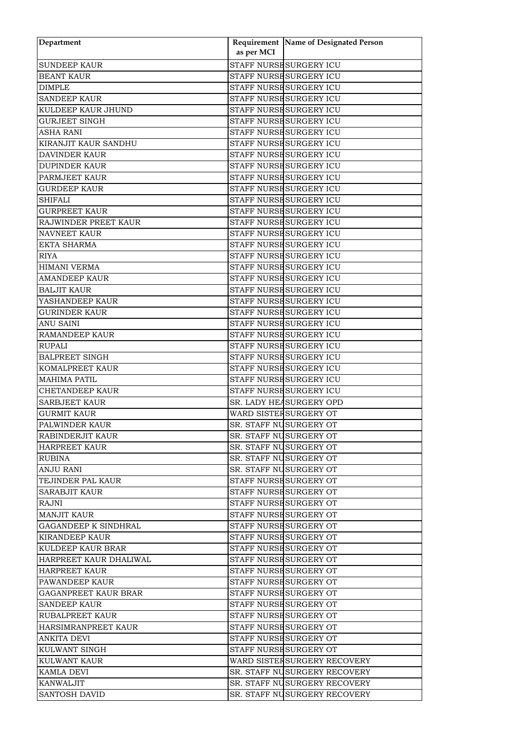| Department | Requirement as per MCI | Name of Designated Person |
|---|---|---|
| SUNDEEP KAUR | STAFF NURSE | SURGERY ICU |
| BEANT KAUR | STAFF NURSE | SURGERY ICU |
| DIMPLE | STAFF NURSE | SURGERY ICU |
| SANDEEP KAUR | STAFF NURSE | SURGERY ICU |
| KULDEEP KAUR JHUND | STAFF NURSE | SURGERY ICU |
| GURJEET SINGH | STAFF NURSE | SURGERY ICU |
| ASHA RANI | STAFF NURSE | SURGERY ICU |
| KIRANJIT KAUR SANDHU | STAFF NURSE | SURGERY ICU |
| DAVINDER KAUR | STAFF NURSE | SURGERY ICU |
| DUPINDER KAUR | STAFF NURSE | SURGERY ICU |
| PARMJEET KAUR | STAFF NURSE | SURGERY ICU |
| GURDEEP KAUR | STAFF NURSE | SURGERY ICU |
| SHIFALI | STAFF NURSE | SURGERY ICU |
| GURPREET KAUR | STAFF NURSE | SURGERY ICU |
| RAJWINDER PREET KAUR | STAFF NURSE | SURGERY ICU |
| NAVNEET KAUR | STAFF NURSE | SURGERY ICU |
| EKTA SHARMA | STAFF NURSE | SURGERY ICU |
| RIYA | STAFF NURSE | SURGERY ICU |
| HIMANI VERMA | STAFF NURSE | SURGERY ICU |
| AMANDEEP KAUR | STAFF NURSE | SURGERY ICU |
| BALJIT KAUR | STAFF NURSE | SURGERY ICU |
| YASHANDEEP KAUR | STAFF NURSE | SURGERY ICU |
| GURINDER KAUR | STAFF NURSE | SURGERY ICU |
| ANU SAINI | STAFF NURSE | SURGERY ICU |
| RAMANDEEP KAUR | STAFF NURSE | SURGERY ICU |
| RUPALI | STAFF NURSE | SURGERY ICU |
| BALPREET SINGH | STAFF NURSE | SURGERY ICU |
| KOMALPREET KAUR | STAFF NURSE | SURGERY ICU |
| MAHIMA PATIL | STAFF NURSE | SURGERY ICU |
| CHETANDEEP KAUR | STAFF NURSE | SURGERY ICU |
| SARBJEET KAUR | SR. LADY HEA | SURGERY OPD |
| GURMIT KAUR | WARD SISTER | SURGERY OT |
| PALWINDER KAUR | SR. STAFF NU | SURGERY OT |
| RABINDERJIT KAUR | SR. STAFF NU | SURGERY OT |
| HARPREET KAUR | SR. STAFF NU | SURGERY OT |
| RUBINA | SR. STAFF NU | SURGERY OT |
| ANJU RANI | SR. STAFF NU | SURGERY OT |
| TEJINDER PAL KAUR | STAFF NURSE | SURGERY OT |
| SARABJIT KAUR | STAFF NURSE | SURGERY OT |
| RAJNI | STAFF NURSE | SURGERY OT |
| MANJIT KAUR | STAFF NURSE | SURGERY OT |
| GAGANDEEP K SINDHRAL | STAFF NURSE | SURGERY OT |
| KIRANDEEP KAUR | STAFF NURSE | SURGERY OT |
| KULDEEP KAUR BRAR | STAFF NURSE | SURGERY OT |
| HARPREET KAUR DHALIWAL | STAFF NURSE | SURGERY OT |
| HARPREET KAUR | STAFF NURSE | SURGERY OT |
| PAWANDEEP KAUR | STAFF NURSE | SURGERY OT |
| GAGANPREET KAUR BRAR | STAFF NURSE | SURGERY OT |
| SANDEEP KAUR | STAFF NURSE | SURGERY OT |
| RUBALPREET KAUR | STAFF NURSE | SURGERY OT |
| HARSIMRANPREET KAUR | STAFF NURSE | SURGERY OT |
| ANKITA DEVI | STAFF NURSE | SURGERY OT |
| KULWANT SINGH | STAFF NURSE | SURGERY OT |
| KULWANT KAUR | WARD SISTER | SURGERY RECOVERY |
| KAMLA DEVI | SR. STAFF NU | SURGERY RECOVERY |
| KANWALJIT | SR. STAFF NU | SURGERY RECOVERY |
| SANTOSH DAVID | SR. STAFF NU | SURGERY RECOVERY |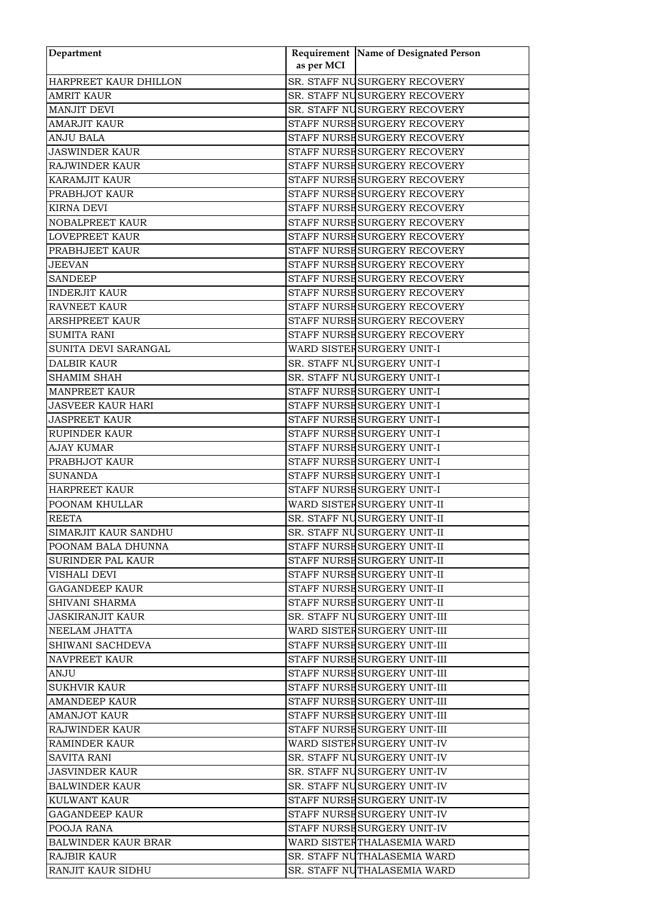| Department | Requirement as per MCI | Name of Designated Person |
|---|---|---|
| HARPREET KAUR DHILLON | SR. STAFF NU | SURGERY RECOVERY |
| AMRIT KAUR | SR. STAFF NU | SURGERY RECOVERY |
| MANJIT DEVI | SR. STAFF NU | SURGERY RECOVERY |
| AMARJIT KAUR | STAFF NURSE | SURGERY RECOVERY |
| ANJU BALA | STAFF NURSE | SURGERY RECOVERY |
| JASWINDER KAUR | STAFF NURSE | SURGERY RECOVERY |
| RAJWINDER KAUR | STAFF NURSE | SURGERY RECOVERY |
| KARAMJIT KAUR | STAFF NURSE | SURGERY RECOVERY |
| PRABHJOT KAUR | STAFF NURSE | SURGERY RECOVERY |
| KIRNA DEVI | STAFF NURSE | SURGERY RECOVERY |
| NOBALPREET KAUR | STAFF NURSE | SURGERY RECOVERY |
| LOVEPREET KAUR | STAFF NURSE | SURGERY RECOVERY |
| PRABHJEET KAUR | STAFF NURSE | SURGERY RECOVERY |
| JEEVAN | STAFF NURSE | SURGERY RECOVERY |
| SANDEEP | STAFF NURSE | SURGERY RECOVERY |
| INDERJIT KAUR | STAFF NURSE | SURGERY RECOVERY |
| RAVNEET KAUR | STAFF NURSE | SURGERY RECOVERY |
| ARSHPREET KAUR | STAFF NURSE | SURGERY RECOVERY |
| SUMITA RANI | STAFF NURSE | SURGERY RECOVERY |
| SUNITA DEVI SARANGAL | WARD SISTER | SURGERY UNIT-I |
| DALBIR KAUR | SR. STAFF NU | SURGERY UNIT-I |
| SHAMIM SHAH | SR. STAFF NU | SURGERY UNIT-I |
| MANPREET KAUR | STAFF NURSE | SURGERY UNIT-I |
| JASVEER KAUR HARI | STAFF NURSE | SURGERY UNIT-I |
| JASPREET KAUR | STAFF NURSE | SURGERY UNIT-I |
| RUPINDER KAUR | STAFF NURSE | SURGERY UNIT-I |
| AJAY KUMAR | STAFF NURSE | SURGERY UNIT-I |
| PRABHJOT KAUR | STAFF NURSE | SURGERY UNIT-I |
| SUNANDA | STAFF NURSE | SURGERY UNIT-I |
| HARPREET KAUR | STAFF NURSE | SURGERY UNIT-I |
| POONAM KHULLAR | WARD SISTER | SURGERY UNIT-II |
| REETA | SR. STAFF NU | SURGERY UNIT-II |
| SIMARJIT KAUR SANDHU | SR. STAFF NU | SURGERY UNIT-II |
| POONAM BALA DHUNNA | STAFF NURSE | SURGERY UNIT-II |
| SURINDER PAL KAUR | STAFF NURSE | SURGERY UNIT-II |
| VISHALI DEVI | STAFF NURSE | SURGERY UNIT-II |
| GAGANDEEP KAUR | STAFF NURSE | SURGERY UNIT-II |
| SHIVANI SHARMA | STAFF NURSE | SURGERY UNIT-II |
| JASKIRANJIT KAUR | SR. STAFF NU | SURGERY UNIT-III |
| NEELAM JHATTA | WARD SISTER | SURGERY UNIT-III |
| SHIWANI SACHDEVA | STAFF NURSE | SURGERY UNIT-III |
| NAVPREET KAUR | STAFF NURSE | SURGERY UNIT-III |
| ANJU | STAFF NURSE | SURGERY UNIT-III |
| SUKHVIR KAUR | STAFF NURSE | SURGERY UNIT-III |
| AMANDEEP KAUR | STAFF NURSE | SURGERY UNIT-III |
| AMANJOT KAUR | STAFF NURSE | SURGERY UNIT-III |
| RAJWINDER KAUR | STAFF NURSE | SURGERY UNIT-III |
| RAMINDER KAUR | WARD SISTER | SURGERY UNIT-IV |
| SAVITA RANI | SR. STAFF NU | SURGERY UNIT-IV |
| JASVINDER KAUR | SR. STAFF NU | SURGERY UNIT-IV |
| BALWINDER KAUR | SR. STAFF NU | SURGERY UNIT-IV |
| KULWANT KAUR | STAFF NURSE | SURGERY UNIT-IV |
| GAGANDEEP KAUR | STAFF NURSE | SURGERY UNIT-IV |
| POOJA RANA | STAFF NURSE | SURGERY UNIT-IV |
| BALWINDER KAUR BRAR | WARD SISTER | THALASEMIA WARD |
| RAJBIR KAUR | SR. STAFF NU | THALASEMIA WARD |
| RANJIT KAUR SIDHU | SR. STAFF NU | THALASEMIA WARD |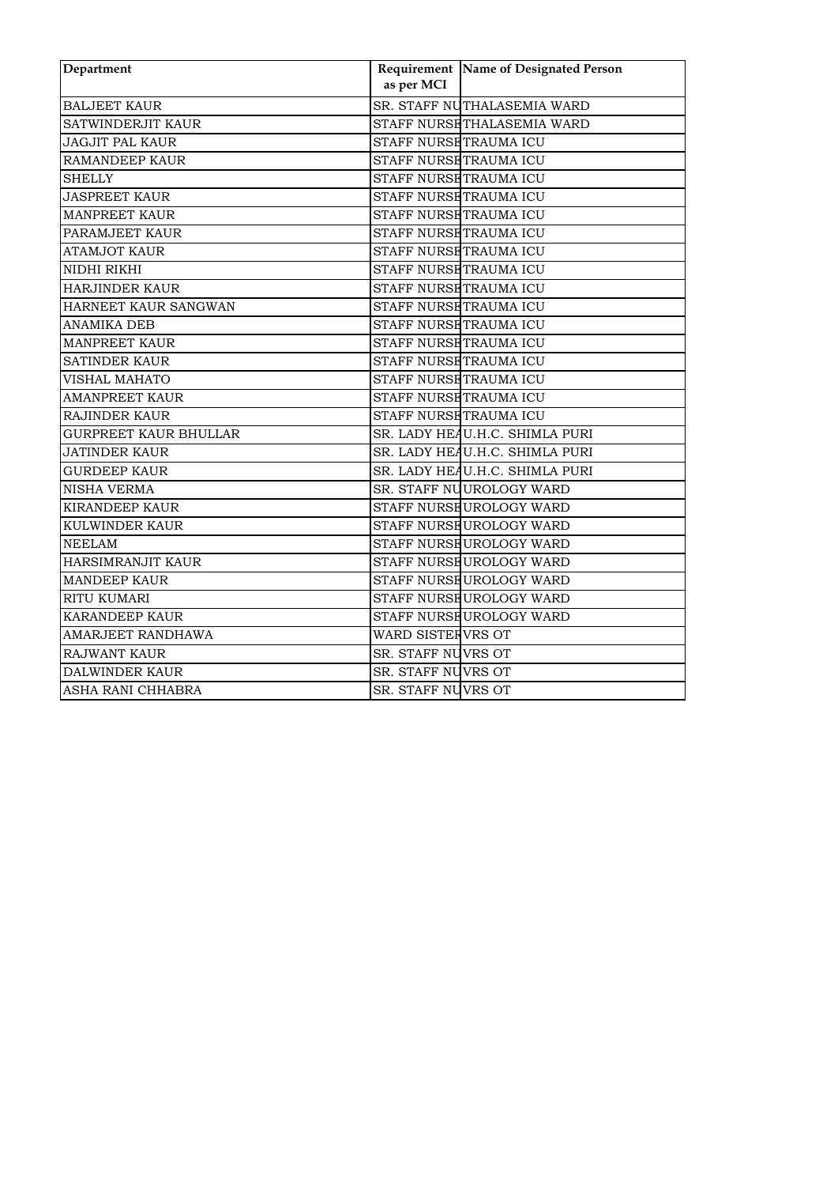| Department | Requirement as per MCI | Name of Designated Person |
|---|---|---|
| BALJEET KAUR | SR. STAFF NU | THALASEMIA WARD |
| SATWINDERJIT KAUR | STAFF NURSE | THALASEMIA WARD |
| JAGJIT PAL KAUR | STAFF NURSE | TRAUMA ICU |
| RAMANDEEP KAUR | STAFF NURSE | TRAUMA ICU |
| SHELLY | STAFF NURSE | TRAUMA ICU |
| JASPREET KAUR | STAFF NURSE | TRAUMA ICU |
| MANPREET KAUR | STAFF NURSE | TRAUMA ICU |
| PARAMJEET KAUR | STAFF NURSE | TRAUMA ICU |
| ATAMJOT KAUR | STAFF NURSE | TRAUMA ICU |
| NIDHI RIKHI | STAFF NURSE | TRAUMA ICU |
| HARJINDER KAUR | STAFF NURSE | TRAUMA ICU |
| HARNEET KAUR SANGWAN | STAFF NURSE | TRAUMA ICU |
| ANAMIKA DEB | STAFF NURSE | TRAUMA ICU |
| MANPREET KAUR | STAFF NURSE | TRAUMA ICU |
| SATINDER KAUR | STAFF NURSE | TRAUMA ICU |
| VISHAL MAHATO | STAFF NURSE | TRAUMA ICU |
| AMANPREET KAUR | STAFF NURSE | TRAUMA ICU |
| RAJINDER KAUR | STAFF NURSE | TRAUMA ICU |
| GURPREET KAUR BHULLAR | SR. LADY HEA | U.H.C. SHIMLA PURI |
| JATINDER KAUR | SR. LADY HEA | U.H.C. SHIMLA PURI |
| GURDEEP KAUR | SR. LADY HEA | U.H.C. SHIMLA PURI |
| NISHA VERMA | SR. STAFF NU | UROLOGY WARD |
| KIRANDEEP KAUR | STAFF NURSE | UROLOGY WARD |
| KULWINDER KAUR | STAFF NURSE | UROLOGY WARD |
| NEELAM | STAFF NURSE | UROLOGY WARD |
| HARSIMRANJIT KAUR | STAFF NURSE | UROLOGY WARD |
| MANDEEP KAUR | STAFF NURSE | UROLOGY WARD |
| RITU KUMARI | STAFF NURSE | UROLOGY WARD |
| KARANDEEP KAUR | STAFF NURSE | UROLOGY WARD |
| AMARJEET RANDHAWA | WARD SISTER | VRS OT |
| RAJWANT KAUR | SR. STAFF NU | VRS OT |
| DALWINDER KAUR | SR. STAFF NU | VRS OT |
| ASHA RANI CHHABRA | SR. STAFF NU | VRS OT |